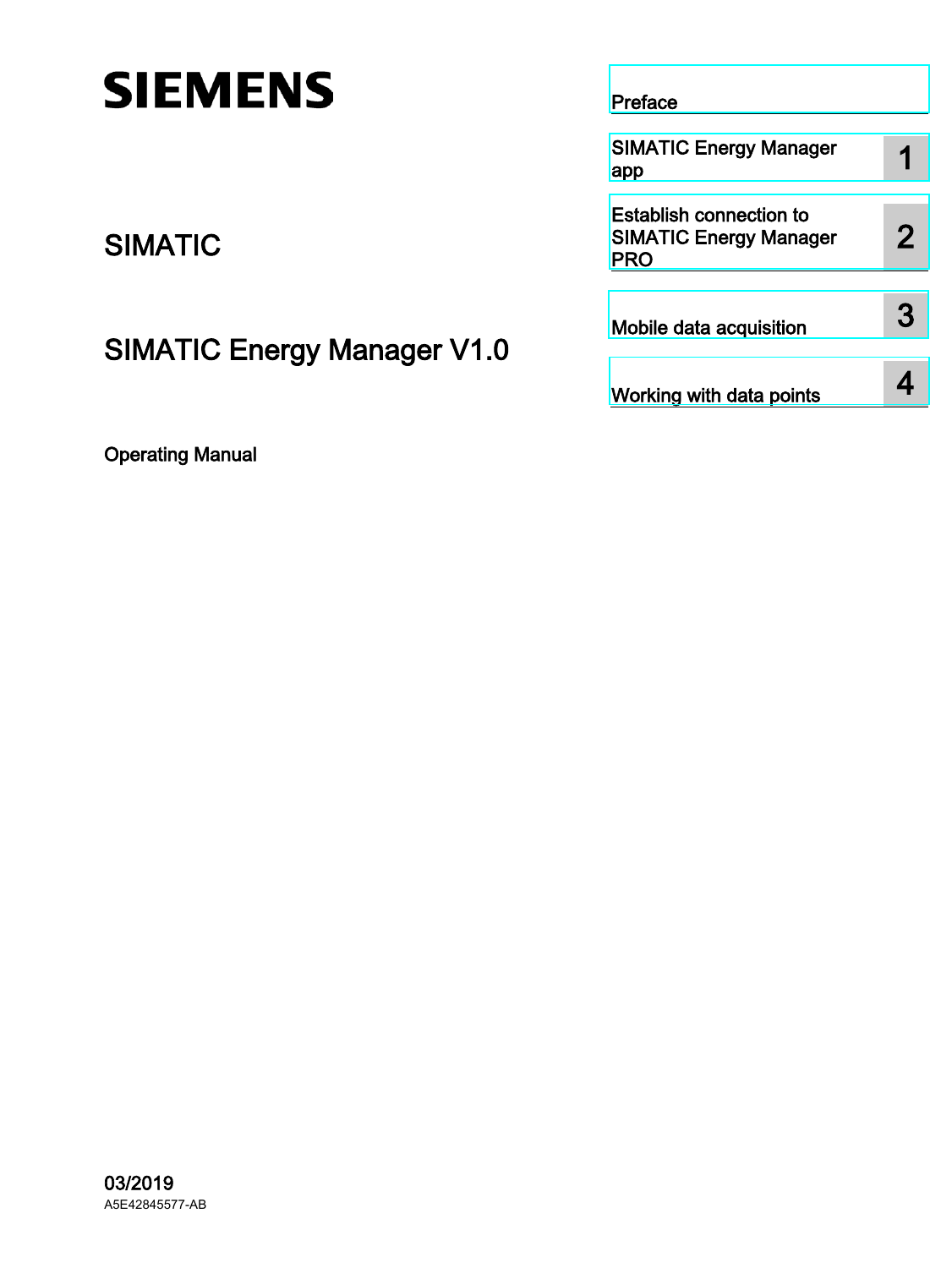SIEMENS

SIMATIC

# SIMATIC Energy Manager V1.0

Operating Manual

| | |
|---|---|
| Preface | |
| SIMATIC Energy Manager app | 1 |
| Establish connection to SIMATIC Energy Manager PRO | 2 |
| Mobile data acquisition | 3 |
| Working with data points | 4 |

03/2019

A5E42845577-AB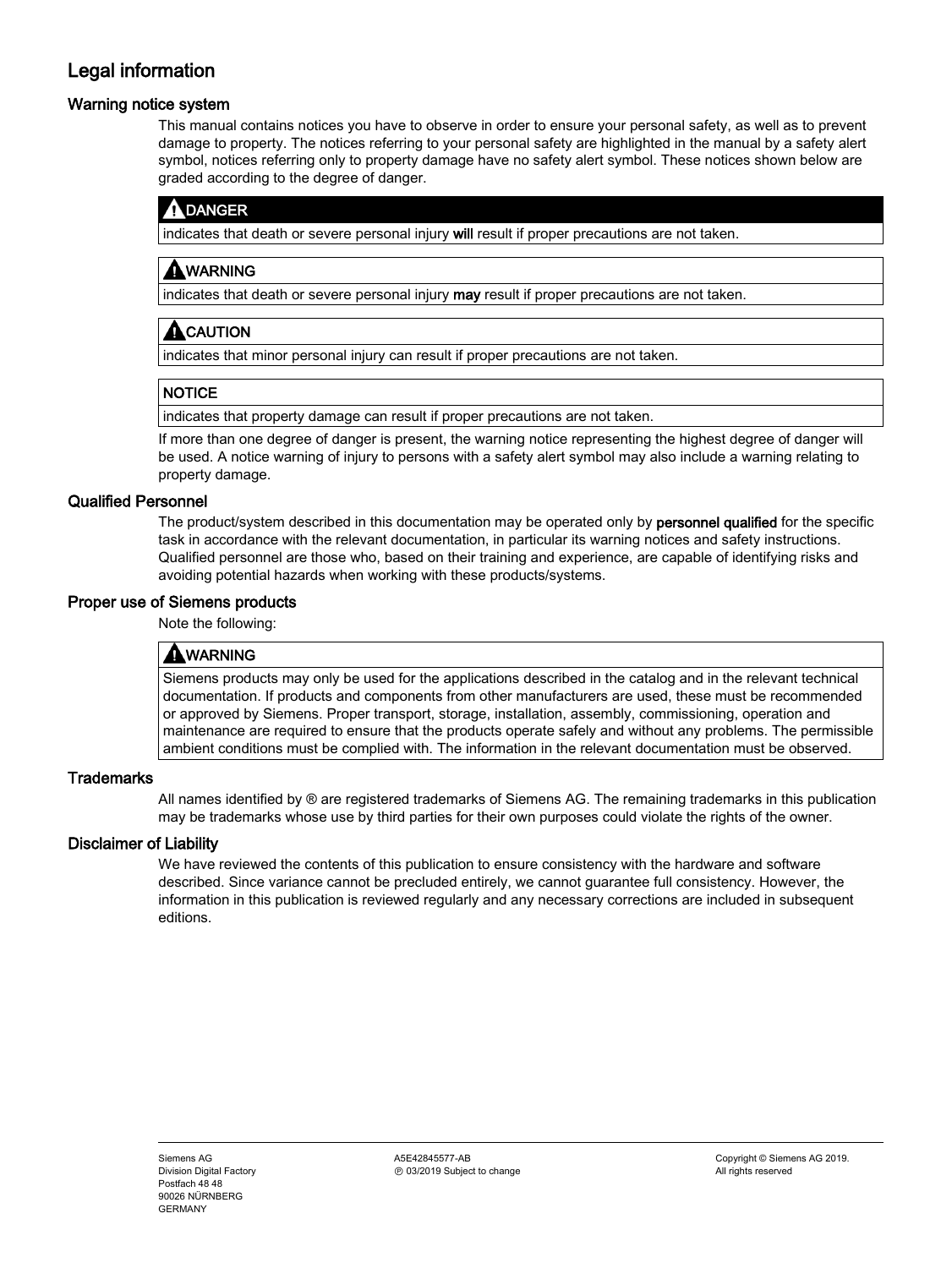# Legal information

## Warning notice system

This manual contains notices you have to observe in order to ensure your personal safety, as well as to prevent damage to property. The notices referring to your personal safety are highlighted in the manual by a safety alert symbol, notices referring only to property damage have no safety alert symbol. These notices shown below are graded according to the degree of danger.

**DANGER**

indicates that death or severe personal injury **will** result if proper precautions are not taken.

**WARNING**

indicates that death or severe personal injury **may** result if proper precautions are not taken.

**CAUTION**

indicates that minor personal injury can result if proper precautions are not taken.

**NOTICE**

indicates that property damage can result if proper precautions are not taken.

If more than one degree of danger is present, the warning notice representing the highest degree of danger will be used. A notice warning of injury to persons with a safety alert symbol may also include a warning relating to property damage.

## Qualified Personnel

The product/system described in this documentation may be operated only by **personnel qualified** for the specific task in accordance with the relevant documentation, in particular its warning notices and safety instructions. Qualified personnel are those who, based on their training and experience, are capable of identifying risks and avoiding potential hazards when working with these products/systems.

## Proper use of Siemens products

Note the following:

**WARNING**

Siemens products may only be used for the applications described in the catalog and in the relevant technical documentation. If products and components from other manufacturers are used, these must be recommended or approved by Siemens. Proper transport, storage, installation, assembly, commissioning, operation and maintenance are required to ensure that the products operate safely and without any problems. The permissible ambient conditions must be complied with. The information in the relevant documentation must be observed.

## Trademarks

All names identified by ® are registered trademarks of Siemens AG. The remaining trademarks in this publication may be trademarks whose use by third parties for their own purposes could violate the rights of the owner.

## Disclaimer of Liability

We have reviewed the contents of this publication to ensure consistency with the hardware and software described. Since variance cannot be precluded entirely, we cannot guarantee full consistency. However, the information in this publication is reviewed regularly and any necessary corrections are included in subsequent editions.

Siemens AG
Division Digital Factory
Postfach 48 48
90026 NÜRNBERG
GERMANY

A5E42845577-AB
Ⓟ 03/2019 Subject to change

Copyright © Siemens AG 2019.
All rights reserved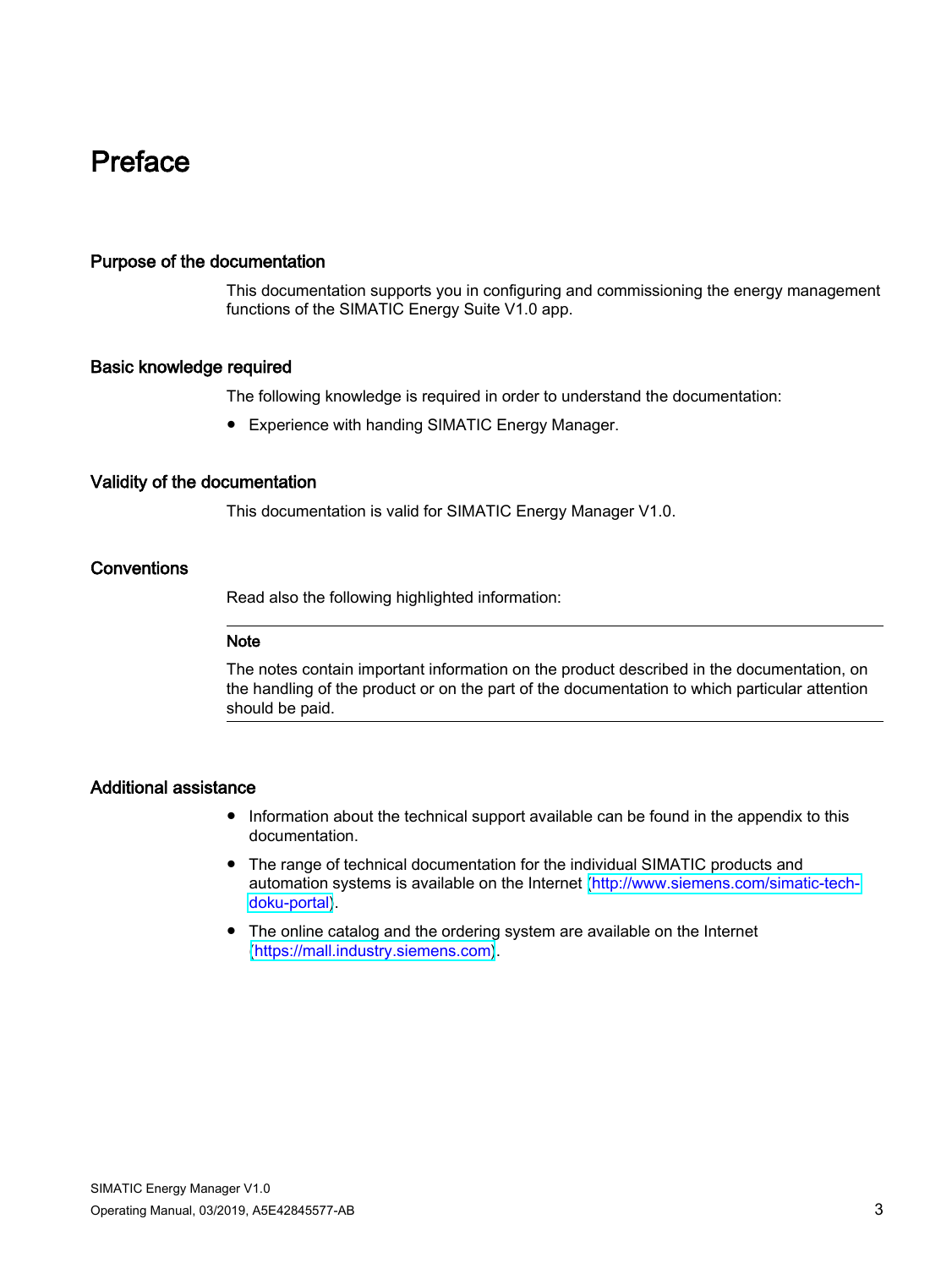# Preface

## Purpose of the documentation

This documentation supports you in configuring and commissioning the energy management functions of the SIMATIC Energy Suite V1.0 app.

## Basic knowledge required

The following knowledge is required in order to understand the documentation:

- Experience with handing SIMATIC Energy Manager.

## Validity of the documentation

This documentation is valid for SIMATIC Energy Manager V1.0.

## Conventions

Read also the following highlighted information:

---

**Note**

The notes contain important information on the product described in the documentation, on the handling of the product or on the part of the documentation to which particular attention should be paid.

---

## Additional assistance

- Information about the technical support available can be found in the appendix to this documentation.
- The range of technical documentation for the individual SIMATIC products and automation systems is available on the Internet (http://www.siemens.com/simatic-tech-doku-portal).
- The online catalog and the ordering system are available on the Internet (https://mall.industry.siemens.com).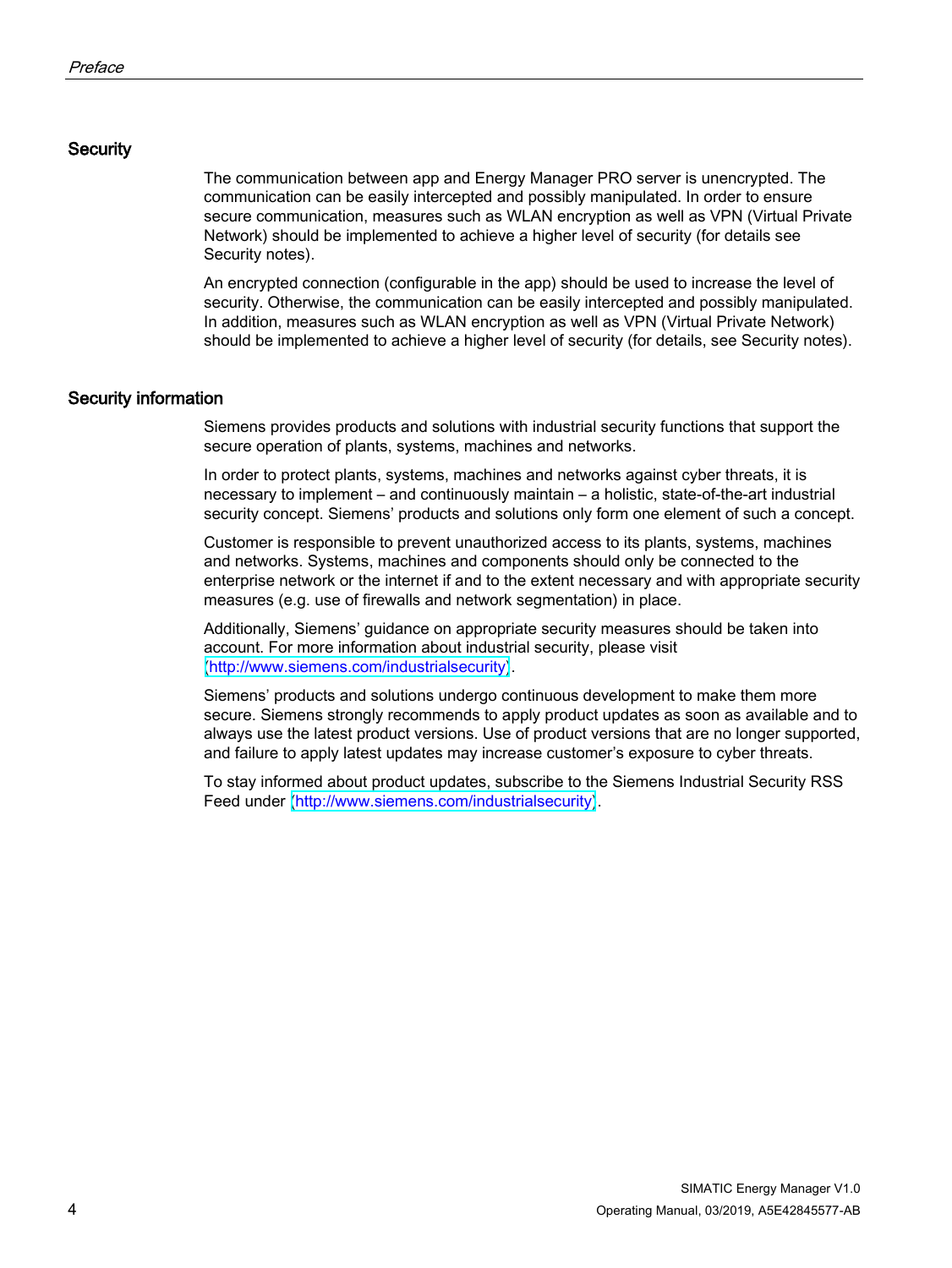## Security

The communication between app and Energy Manager PRO server is unencrypted. The communication can be easily intercepted and possibly manipulated. In order to ensure secure communication, measures such as WLAN encryption as well as VPN (Virtual Private Network) should be implemented to achieve a higher level of security (for details see Security notes).

An encrypted connection (configurable in the app) should be used to increase the level of security. Otherwise, the communication can be easily intercepted and possibly manipulated. In addition, measures such as WLAN encryption as well as VPN (Virtual Private Network) should be implemented to achieve a higher level of security (for details, see Security notes).

## Security information

Siemens provides products and solutions with industrial security functions that support the secure operation of plants, systems, machines and networks.

In order to protect plants, systems, machines and networks against cyber threats, it is necessary to implement – and continuously maintain – a holistic, state-of-the-art industrial security concept. Siemens' products and solutions only form one element of such a concept.

Customer is responsible to prevent unauthorized access to its plants, systems, machines and networks. Systems, machines and components should only be connected to the enterprise network or the internet if and to the extent necessary and with appropriate security measures (e.g. use of firewalls and network segmentation) in place.

Additionally, Siemens' guidance on appropriate security measures should be taken into account. For more information about industrial security, please visit (http://www.siemens.com/industrialsecurity).

Siemens' products and solutions undergo continuous development to make them more secure. Siemens strongly recommends to apply product updates as soon as available and to always use the latest product versions. Use of product versions that are no longer supported, and failure to apply latest updates may increase customer's exposure to cyber threats.

To stay informed about product updates, subscribe to the Siemens Industrial Security RSS Feed under (http://www.siemens.com/industrialsecurity).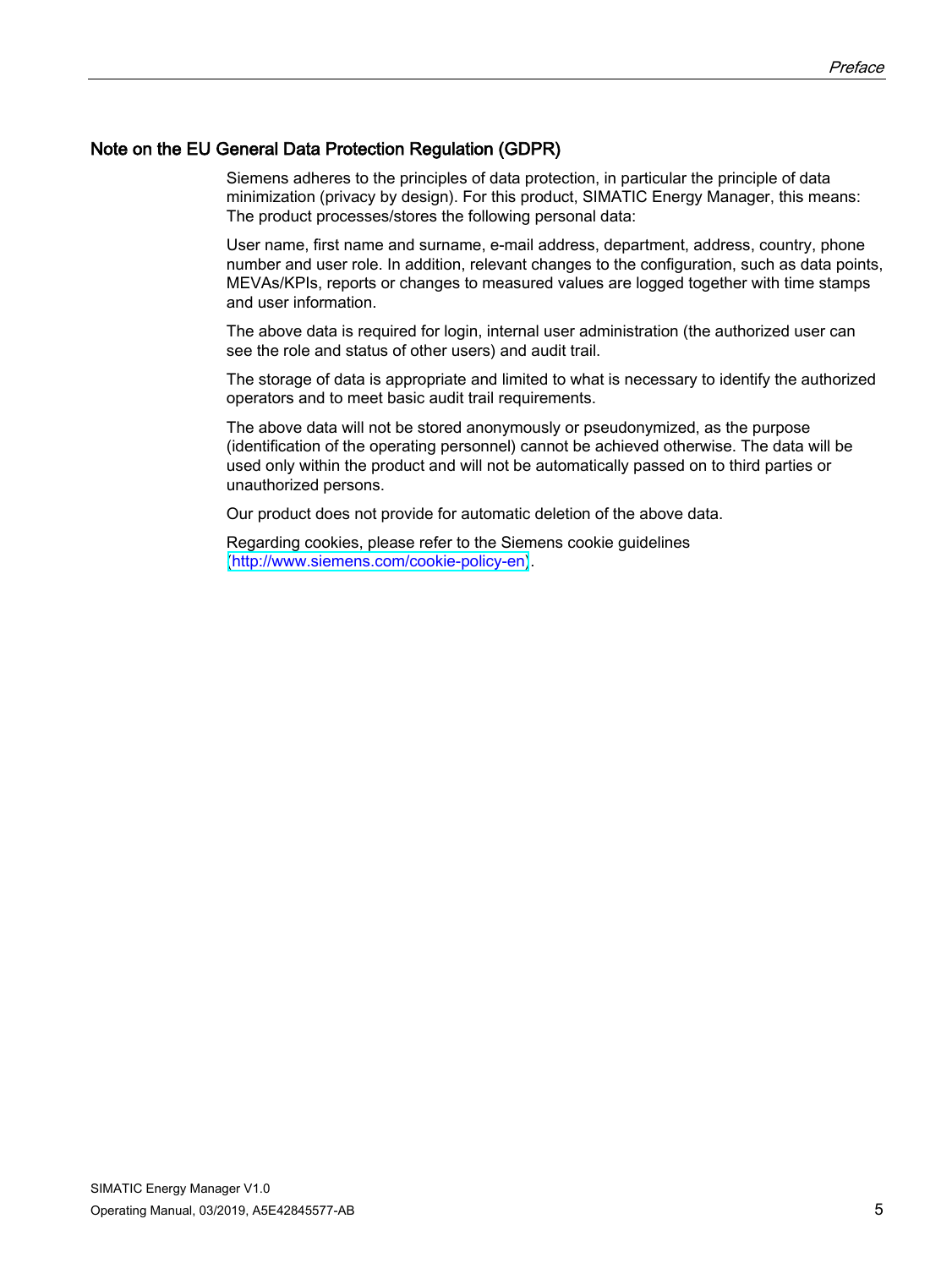## Note on the EU General Data Protection Regulation (GDPR)

Siemens adheres to the principles of data protection, in particular the principle of data minimization (privacy by design). For this product, SIMATIC Energy Manager, this means: The product processes/stores the following personal data:

User name, first name and surname, e-mail address, department, address, country, phone number and user role. In addition, relevant changes to the configuration, such as data points, MEVAs/KPIs, reports or changes to measured values are logged together with time stamps and user information.

The above data is required for login, internal user administration (the authorized user can see the role and status of other users) and audit trail.

The storage of data is appropriate and limited to what is necessary to identify the authorized operators and to meet basic audit trail requirements.

The above data will not be stored anonymously or pseudonymized, as the purpose (identification of the operating personnel) cannot be achieved otherwise. The data will be used only within the product and will not be automatically passed on to third parties or unauthorized persons.

Our product does not provide for automatic deletion of the above data.

Regarding cookies, please refer to the Siemens cookie guidelines (http://www.siemens.com/cookie-policy-en).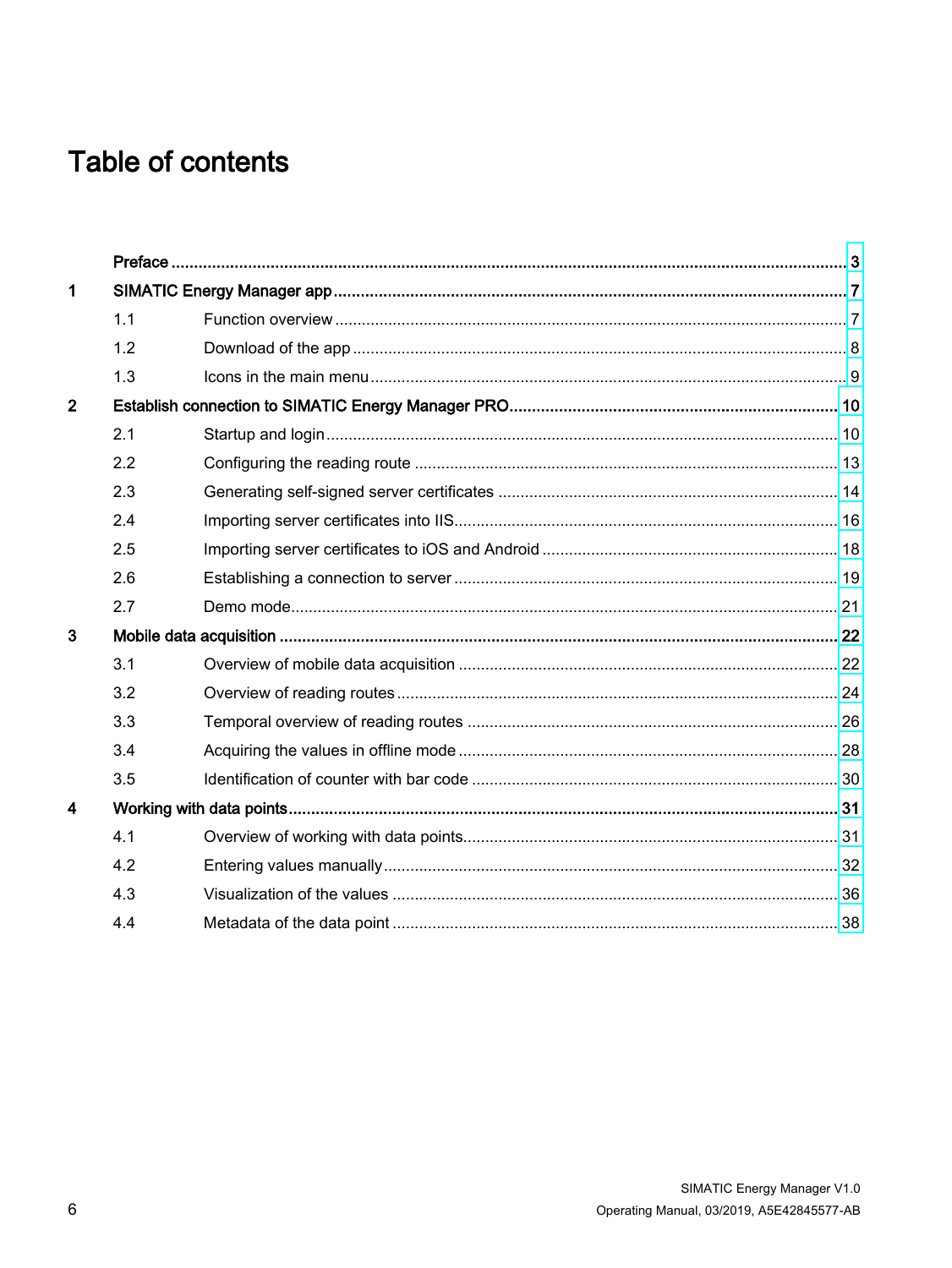# Table of contents

| | | | |
|---|---|---|---|
| | **Preface** | | **3** |
| **1** | **SIMATIC Energy Manager app** | | **7** |
| | 1.1 | Function overview | 7 |
| | 1.2 | Download of the app | 8 |
| | 1.3 | Icons in the main menu | 9 |
| **2** | **Establish connection to SIMATIC Energy Manager PRO** | | **10** |
| | 2.1 | Startup and login | 10 |
| | 2.2 | Configuring the reading route | 13 |
| | 2.3 | Generating self-signed server certificates | 14 |
| | 2.4 | Importing server certificates into IIS | 16 |
| | 2.5 | Importing server certificates to iOS and Android | 18 |
| | 2.6 | Establishing a connection to server | 19 |
| | 2.7 | Demo mode | 21 |
| **3** | **Mobile data acquisition** | | **22** |
| | 3.1 | Overview of mobile data acquisition | 22 |
| | 3.2 | Overview of reading routes | 24 |
| | 3.3 | Temporal overview of reading routes | 26 |
| | 3.4 | Acquiring the values in offline mode | 28 |
| | 3.5 | Identification of counter with bar code | 30 |
| **4** | **Working with data points** | | **31** |
| | 4.1 | Overview of working with data points | 31 |
| | 4.2 | Entering values manually | 32 |
| | 4.3 | Visualization of the values | 36 |
| | 4.4 | Metadata of the data point | 38 |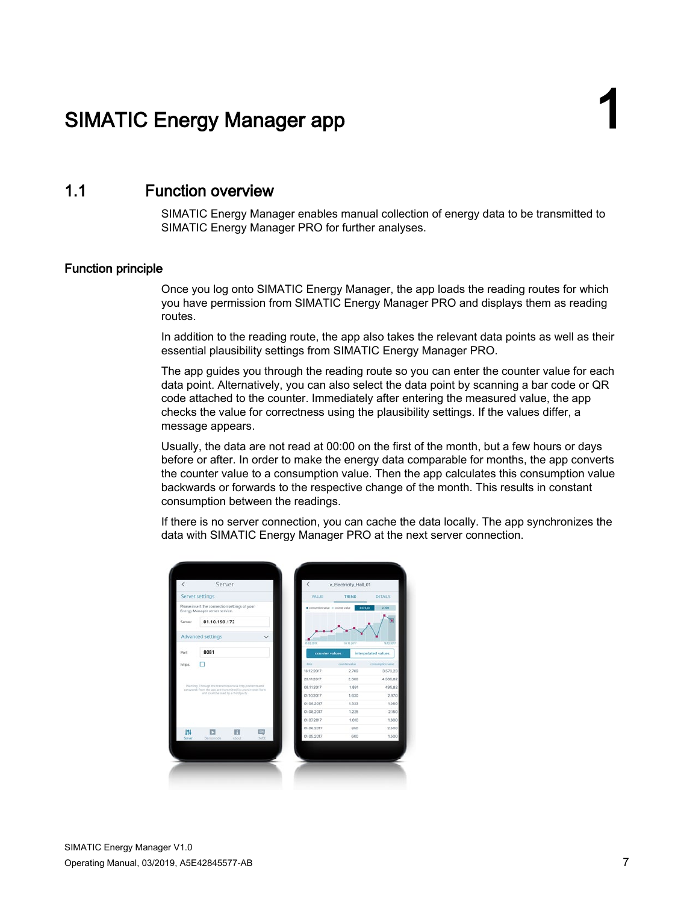# 1 SIMATIC Energy Manager app

## 1.1 Function overview

SIMATIC Energy Manager enables manual collection of energy data to be transmitted to SIMATIC Energy Manager PRO for further analyses.

### Function principle

Once you log onto SIMATIC Energy Manager, the app loads the reading routes for which you have permission from SIMATIC Energy Manager PRO and displays them as reading routes.

In addition to the reading route, the app also takes the relevant data points as well as their essential plausibility settings from SIMATIC Energy Manager PRO.

The app guides you through the reading route so you can enter the counter value for each data point. Alternatively, you can also select the data point by scanning a bar code or QR code attached to the counter. Immediately after entering the measured value, the app checks the value for correctness using the plausibility settings. If the values differ, a message appears.

Usually, the data are not read at 00:00 on the first of the month, but a few hours or days before or after. In order to make the energy data comparable for months, the app converts the counter value to a consumption value. Then the app calculates this consumption value backwards or forwards to the respective change of the month. This results in constant consumption between the readings.

If there is no server connection, you can cache the data locally. The app synchronizes the data with SIMATIC Energy Manager PRO at the next server connection.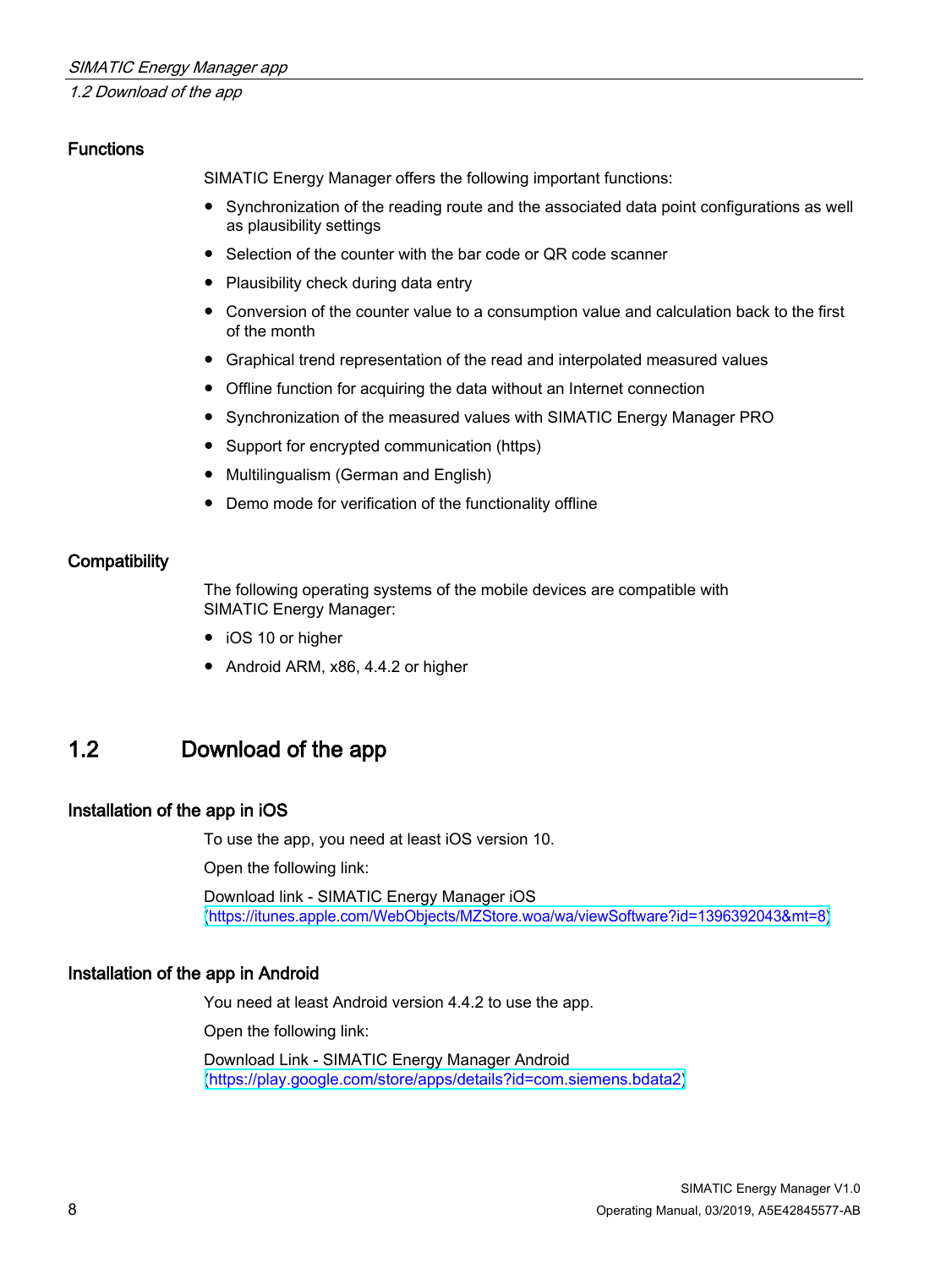### Functions

SIMATIC Energy Manager offers the following important functions:

- Synchronization of the reading route and the associated data point configurations as well as plausibility settings
- Selection of the counter with the bar code or QR code scanner
- Plausibility check during data entry
- Conversion of the counter value to a consumption value and calculation back to the first of the month
- Graphical trend representation of the read and interpolated measured values
- Offline function for acquiring the data without an Internet connection
- Synchronization of the measured values with SIMATIC Energy Manager PRO
- Support for encrypted communication (https)
- Multilingualism (German and English)
- Demo mode for verification of the functionality offline

### Compatibility

The following operating systems of the mobile devices are compatible with SIMATIC Energy Manager:

- iOS 10 or higher
- Android ARM, x86, 4.4.2 or higher

## 1.2 Download of the app

### Installation of the app in iOS

To use the app, you need at least iOS version 10.

Open the following link:

Download link - SIMATIC Energy Manager iOS
(https://itunes.apple.com/WebObjects/MZStore.woa/wa/viewSoftware?id=1396392043&mt=8)

### Installation of the app in Android

You need at least Android version 4.4.2 to use the app.

Open the following link:

Download Link - SIMATIC Energy Manager Android
(https://play.google.com/store/apps/details?id=com.siemens.bdata2)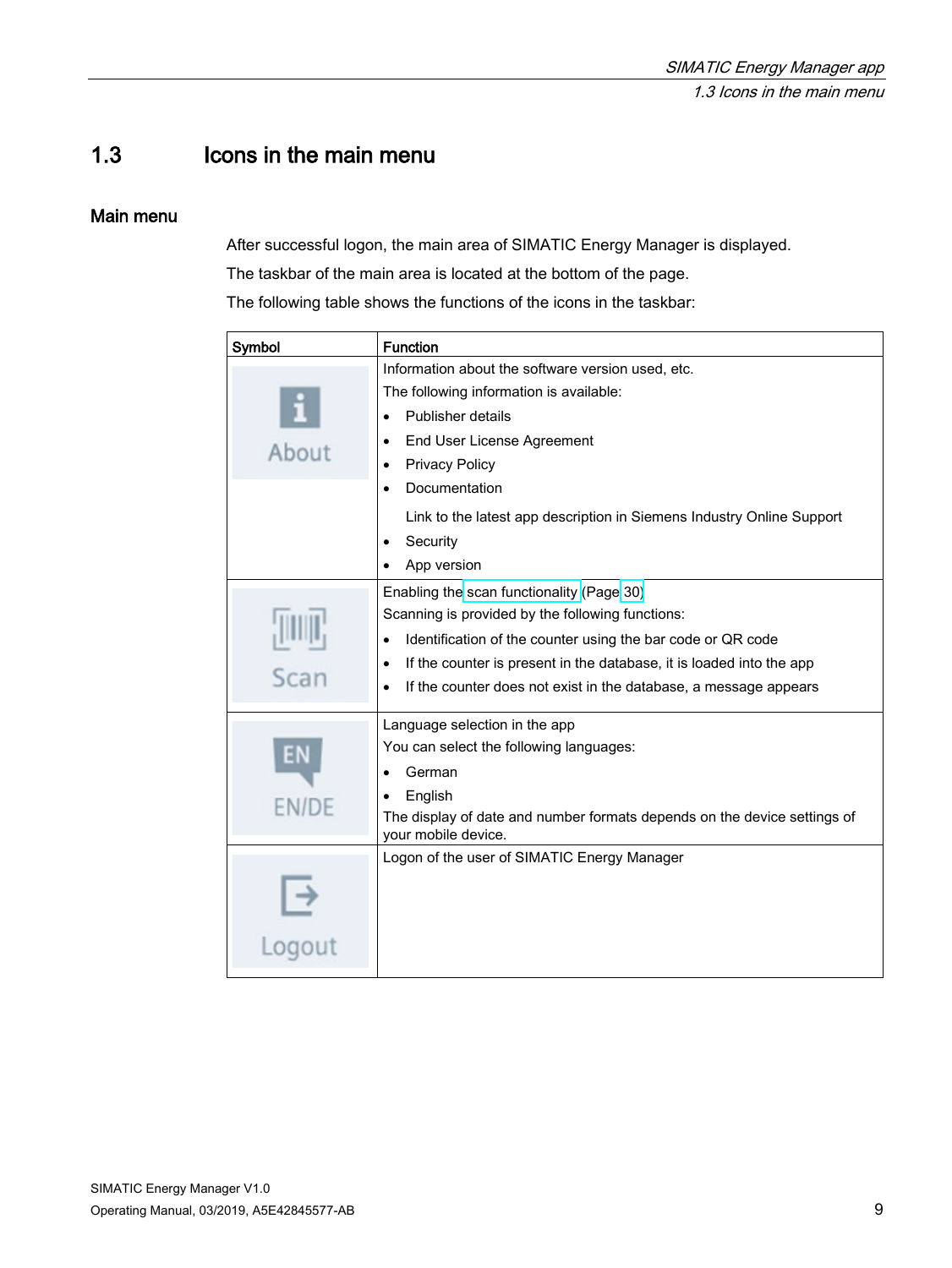## 1.3 Icons in the main menu

### Main menu

After successful logon, the main area of SIMATIC Energy Manager is displayed.

The taskbar of the main area is located at the bottom of the page.

The following table shows the functions of the icons in the taskbar:

| Symbol | Function |
| --- | --- |
| About | Information about the software version used, etc.<br>The following information is available:<br>• Publisher details<br>• End User License Agreement<br>• Privacy Policy<br>• Documentation<br>Link to the latest app description in Siemens Industry Online Support<br>• Security<br>• App version |
| Scan | Enabling the scan functionality (Page 30)<br>Scanning is provided by the following functions:<br>• Identification of the counter using the bar code or QR code<br>• If the counter is present in the database, it is loaded into the app<br>• If the counter does not exist in the database, a message appears |
| EN/DE | Language selection in the app<br>You can select the following languages:<br>• German<br>• English<br>The display of date and number formats depends on the device settings of your mobile device. |
| Logout | Logon of the user of SIMATIC Energy Manager |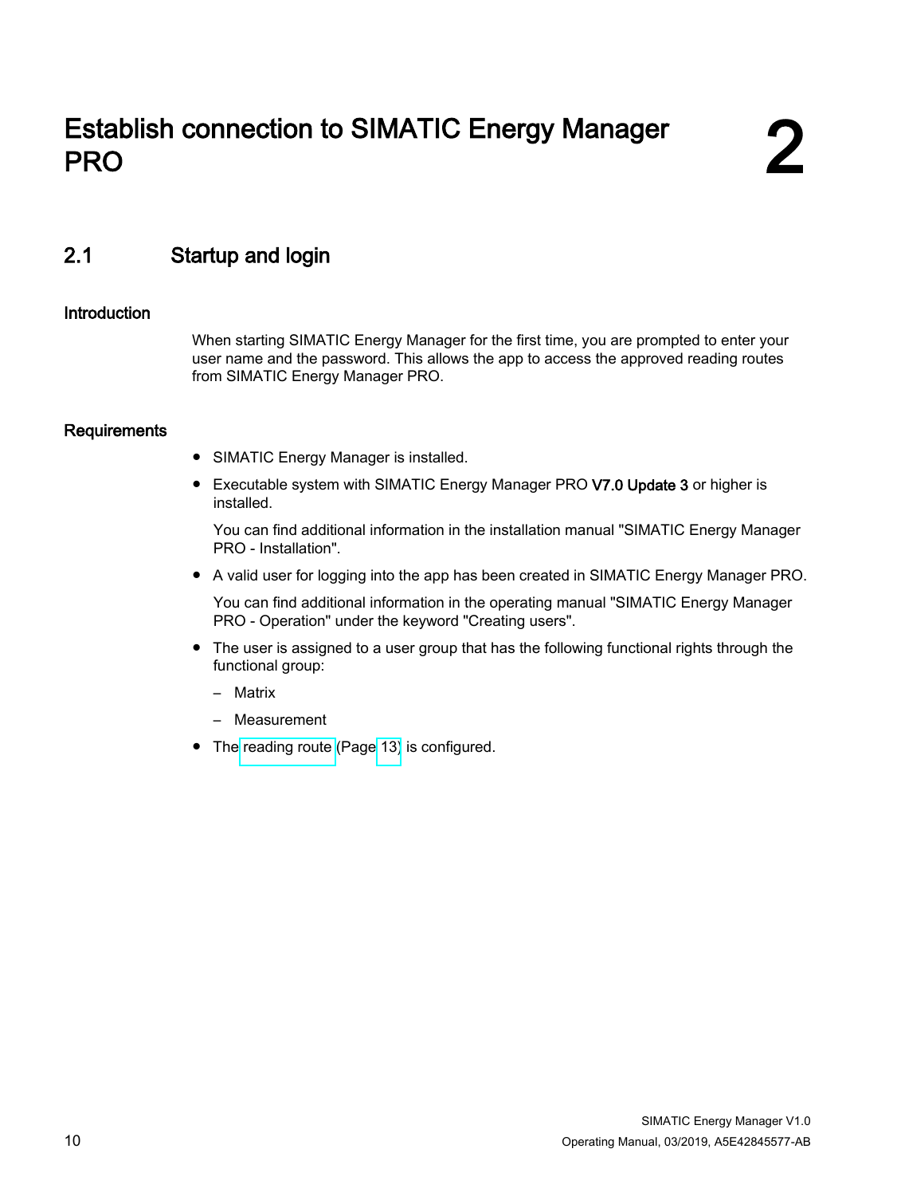# 2 Establish connection to SIMATIC Energy Manager PRO

## 2.1 Startup and login

### Introduction

When starting SIMATIC Energy Manager for the first time, you are prompted to enter your user name and the password. This allows the app to access the approved reading routes from SIMATIC Energy Manager PRO.

### Requirements

- SIMATIC Energy Manager is installed.
- Executable system with SIMATIC Energy Manager PRO **V7.0 Update 3** or higher is installed.

  You can find additional information in the installation manual "SIMATIC Energy Manager PRO - Installation".
- A valid user for logging into the app has been created in SIMATIC Energy Manager PRO.

  You can find additional information in the operating manual "SIMATIC Energy Manager PRO - Operation" under the keyword "Creating users".
- The user is assigned to a user group that has the following functional rights through the functional group:
  - Matrix
  - Measurement
- The reading route (Page 13) is configured.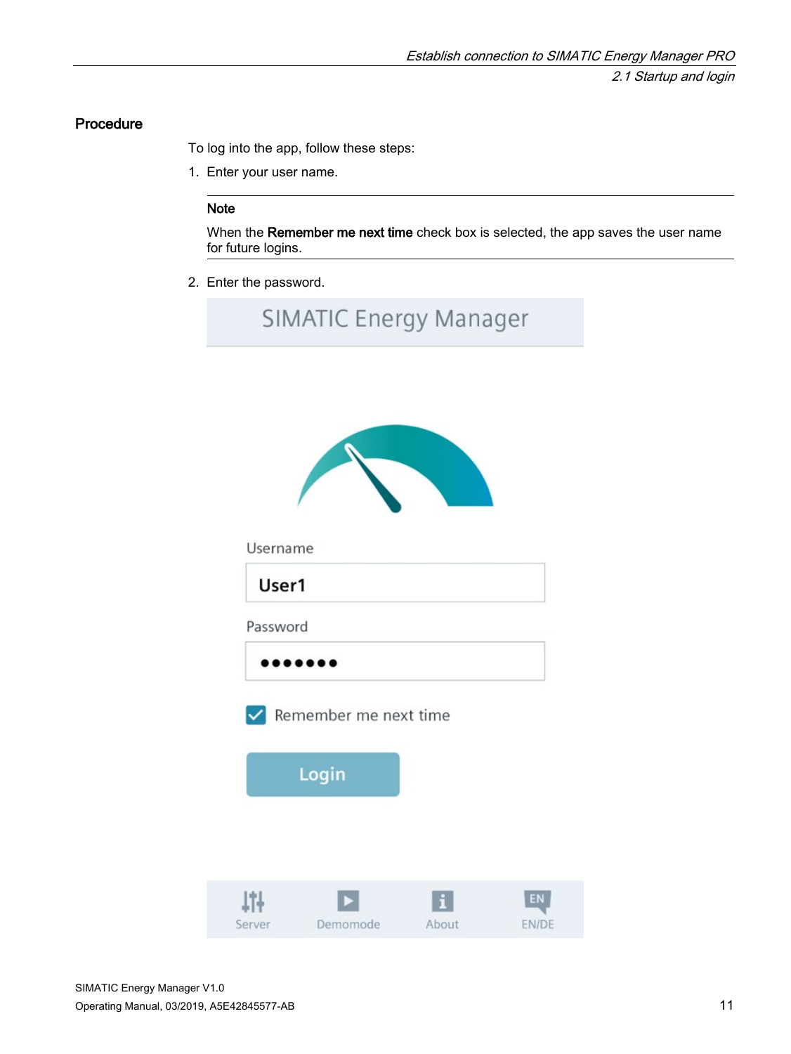### Procedure

To log into the app, follow these steps:

1. Enter your user name.

---

**Note**

When the **Remember me next time** check box is selected, the app saves the user name for future logins.

---

2. Enter the password.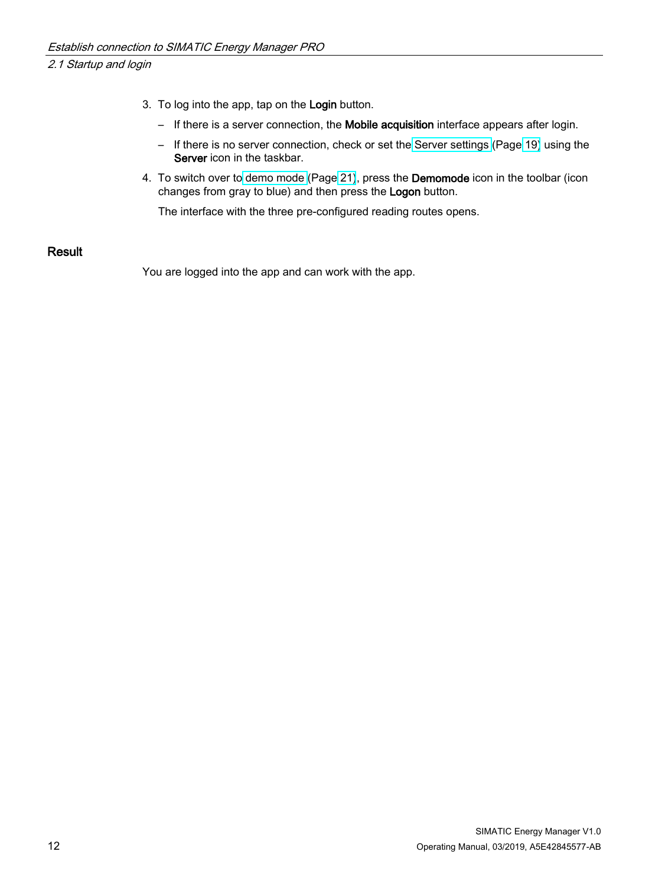3. To log into the app, tap on the **Login** button.
   - If there is a server connection, the **Mobile acquisition** interface appears after login.
   - If there is no server connection, check or set the Server settings (Page 19) using the **Server** icon in the taskbar.
4. To switch over to demo mode (Page 21), press the **Demomode** icon in the toolbar (icon changes from gray to blue) and then press the **Logon** button.

   The interface with the three pre-configured reading routes opens.

### Result

You are logged into the app and can work with the app.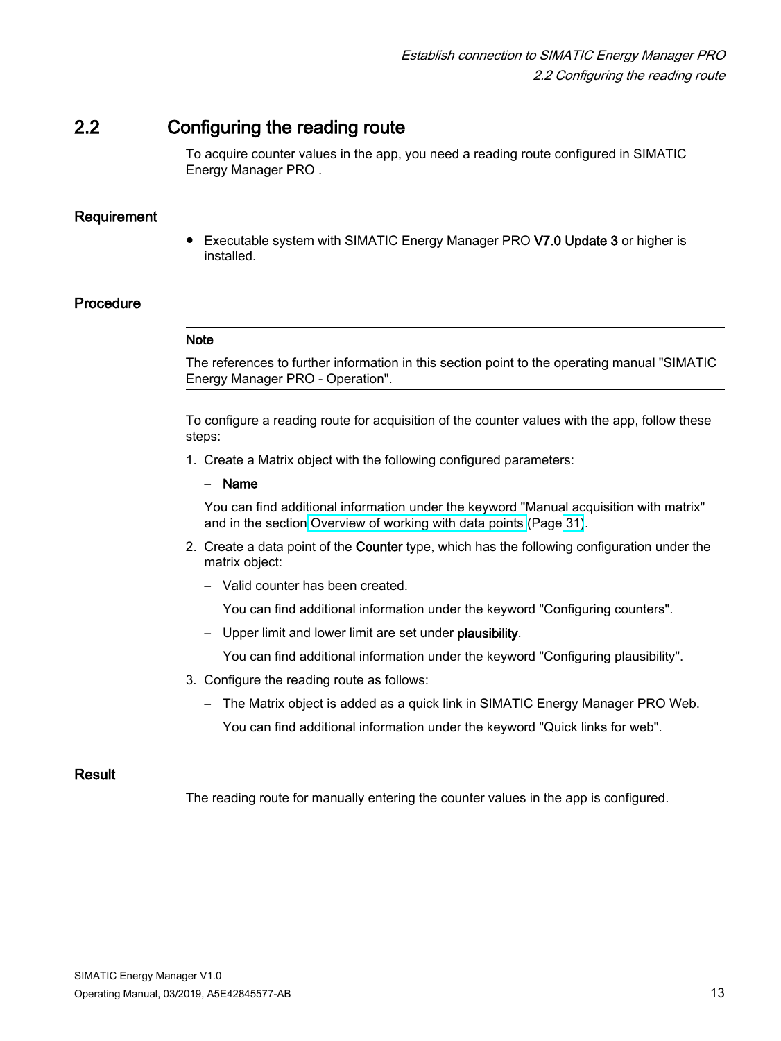## 2.2 Configuring the reading route

To acquire counter values in the app, you need a reading route configured in SIMATIC Energy Manager PRO .

### Requirement

- Executable system with SIMATIC Energy Manager PRO **V7.0 Update 3** or higher is installed.

### Procedure

---

**Note**

The references to further information in this section point to the operating manual "SIMATIC Energy Manager PRO - Operation".

---

To configure a reading route for acquisition of the counter values with the app, follow these steps:

1. Create a Matrix object with the following configured parameters:
   - **Name**

   You can find additional information under the keyword "Manual acquisition with matrix" and in the section Overview of working with data points (Page 31).
2. Create a data point of the **Counter** type, which has the following configuration under the matrix object:
   - Valid counter has been created.

     You can find additional information under the keyword "Configuring counters".
   - Upper limit and lower limit are set under **plausibility**.

     You can find additional information under the keyword "Configuring plausibility".
3. Configure the reading route as follows:
   - The Matrix object is added as a quick link in SIMATIC Energy Manager PRO Web.

     You can find additional information under the keyword "Quick links for web".

### Result

The reading route for manually entering the counter values in the app is configured.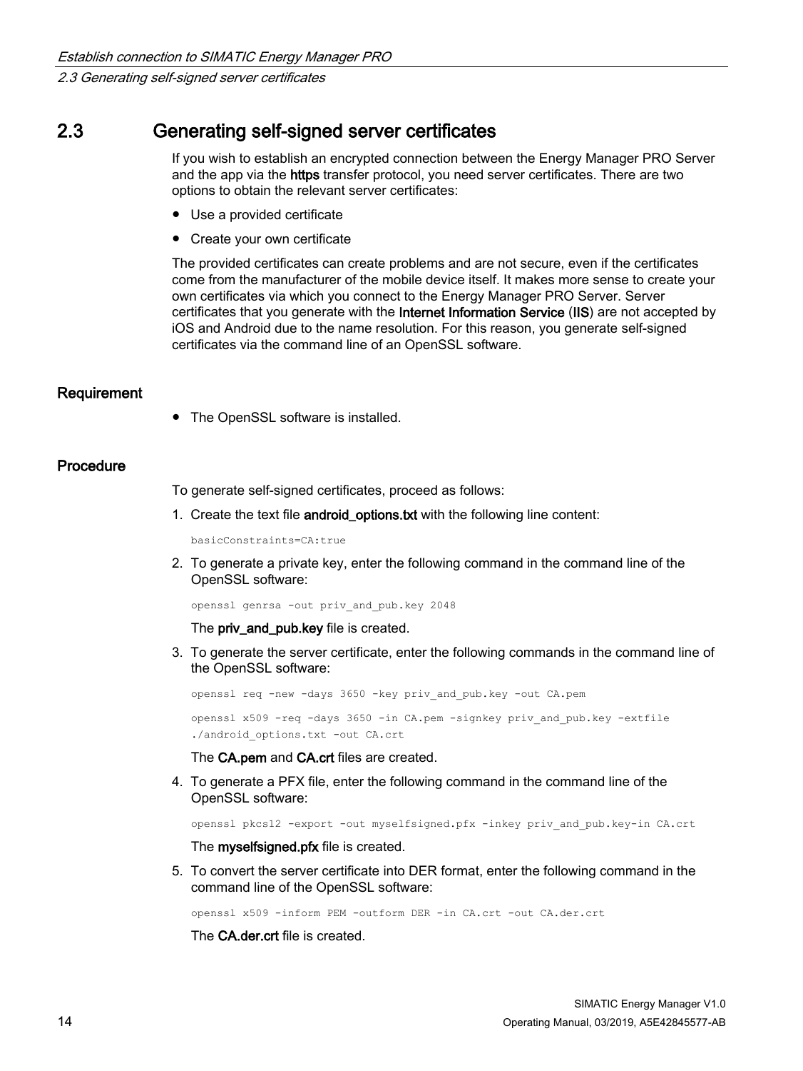## 2.3 Generating self-signed server certificates

If you wish to establish an encrypted connection between the Energy Manager PRO Server and the app via the **https** transfer protocol, you need server certificates. There are two options to obtain the relevant server certificates:

- Use a provided certificate
- Create your own certificate

The provided certificates can create problems and are not secure, even if the certificates come from the manufacturer of the mobile device itself. It makes more sense to create your own certificates via which you connect to the Energy Manager PRO Server. Server certificates that you generate with the **Internet Information Service** (**IIS**) are not accepted by iOS and Android due to the name resolution. For this reason, you generate self-signed certificates via the command line of an OpenSSL software.

### Requirement

- The OpenSSL software is installed.

### Procedure

To generate self-signed certificates, proceed as follows:

1. Create the text file **android_options.txt** with the following line content:

   ```
   basicConstraints=CA:true
   ```

2. To generate a private key, enter the following command in the command line of the OpenSSL software:

   ```
   openssl genrsa -out priv_and_pub.key 2048
   ```

   The **priv_and_pub.key** file is created.

3. To generate the server certificate, enter the following commands in the command line of the OpenSSL software:

   ```
   openssl req -new -days 3650 -key priv_and_pub.key -out CA.pem
   ```

   ```
   openssl x509 -req -days 3650 -in CA.pem -signkey priv_and_pub.key -extfile
   ./android_options.txt -out CA.crt
   ```

   The **CA.pem** and **CA.crt** files are created.

4. To generate a PFX file, enter the following command in the command line of the OpenSSL software:

   ```
   openssl pkcs12 -export -out myselfsigned.pfx -inkey priv_and_pub.key-in CA.crt
   ```

   The **myselfsigned.pfx** file is created.

5. To convert the server certificate into DER format, enter the following command in the command line of the OpenSSL software:

   ```
   openssl x509 -inform PEM -outform DER -in CA.crt -out CA.der.crt
   ```

   The **CA.der.crt** file is created.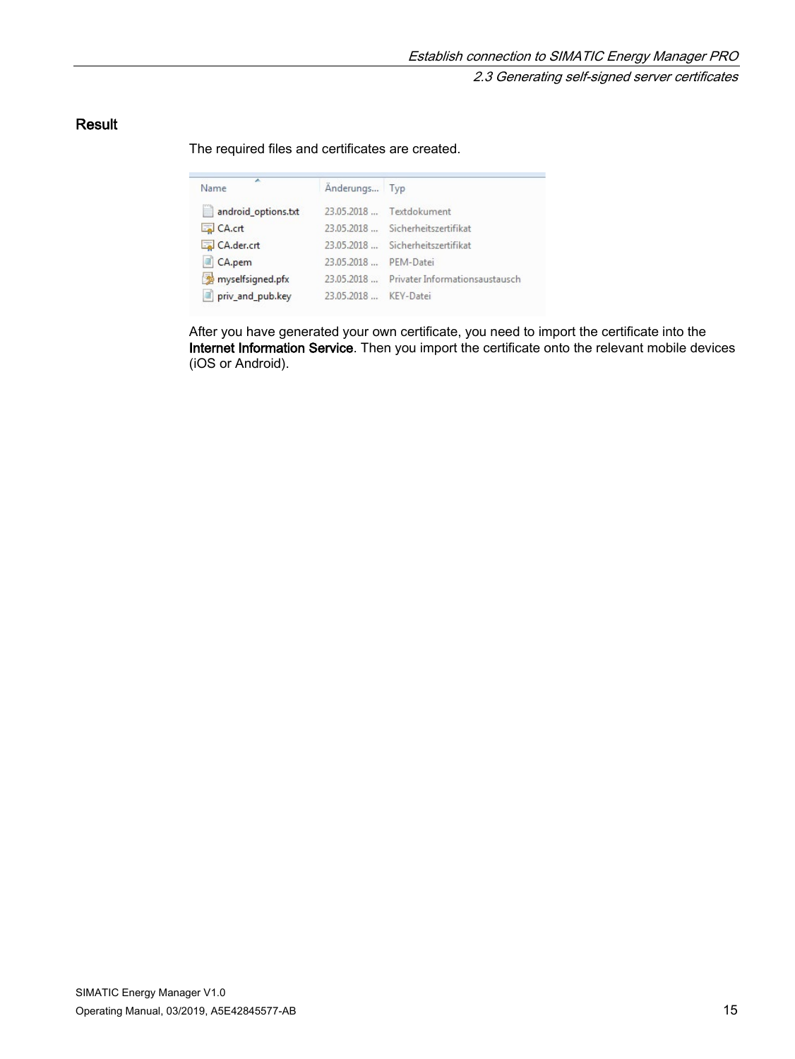### Result

The required files and certificates are created.

| Name | Änderungs... | Typ |
| --- | --- | --- |
| android_options.txt | 23.05.2018 ... | Textdokument |
| CA.crt | 23.05.2018 ... | Sicherheitszertifikat |
| CA.der.crt | 23.05.2018 ... | Sicherheitszertifikat |
| CA.pem | 23.05.2018 ... | PEM-Datei |
| myselfsigned.pfx | 23.05.2018 ... | Privater Informationsaustausch |
| priv_and_pub.key | 23.05.2018 ... | KEY-Datei |

After you have generated your own certificate, you need to import the certificate into the **Internet Information Service**. Then you import the certificate onto the relevant mobile devices (iOS or Android).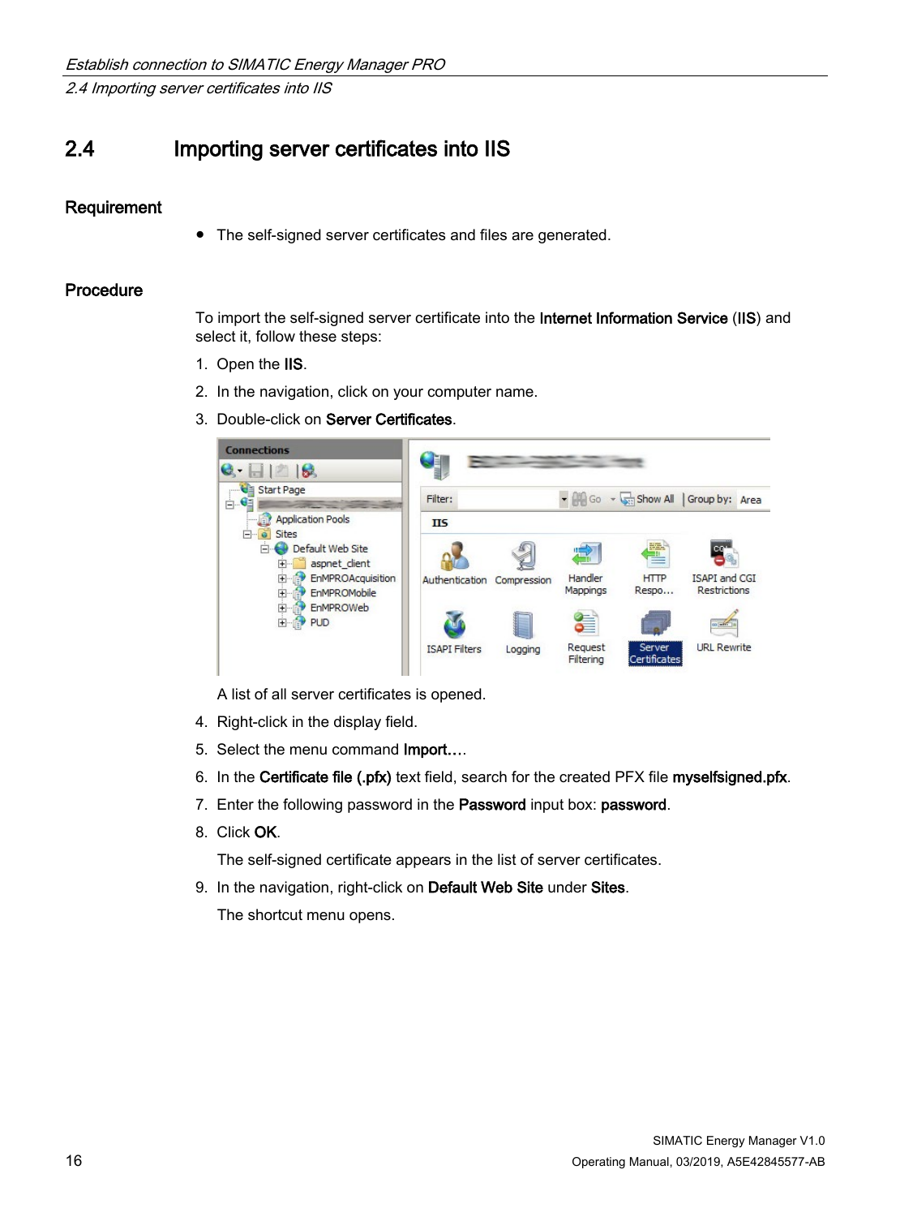## 2.4 Importing server certificates into IIS

### Requirement

- The self-signed server certificates and files are generated.

### Procedure

To import the self-signed server certificate into the **Internet Information Service** (**IIS**) and select it, follow these steps:

1. Open the **IIS**.
2. In the navigation, click on your computer name.
3. Double-click on **Server Certificates**.

   A list of all server certificates is opened.
4. Right-click in the display field.
5. Select the menu command **Import...**.
6. In the **Certificate file (.pfx)** text field, search for the created PFX file **myselfsigned.pfx**.
7. Enter the following password in the **Password** input box: **password**.
8. Click **OK**.

   The self-signed certificate appears in the list of server certificates.
9. In the navigation, right-click on **Default Web Site** under **Sites**.

   The shortcut menu opens.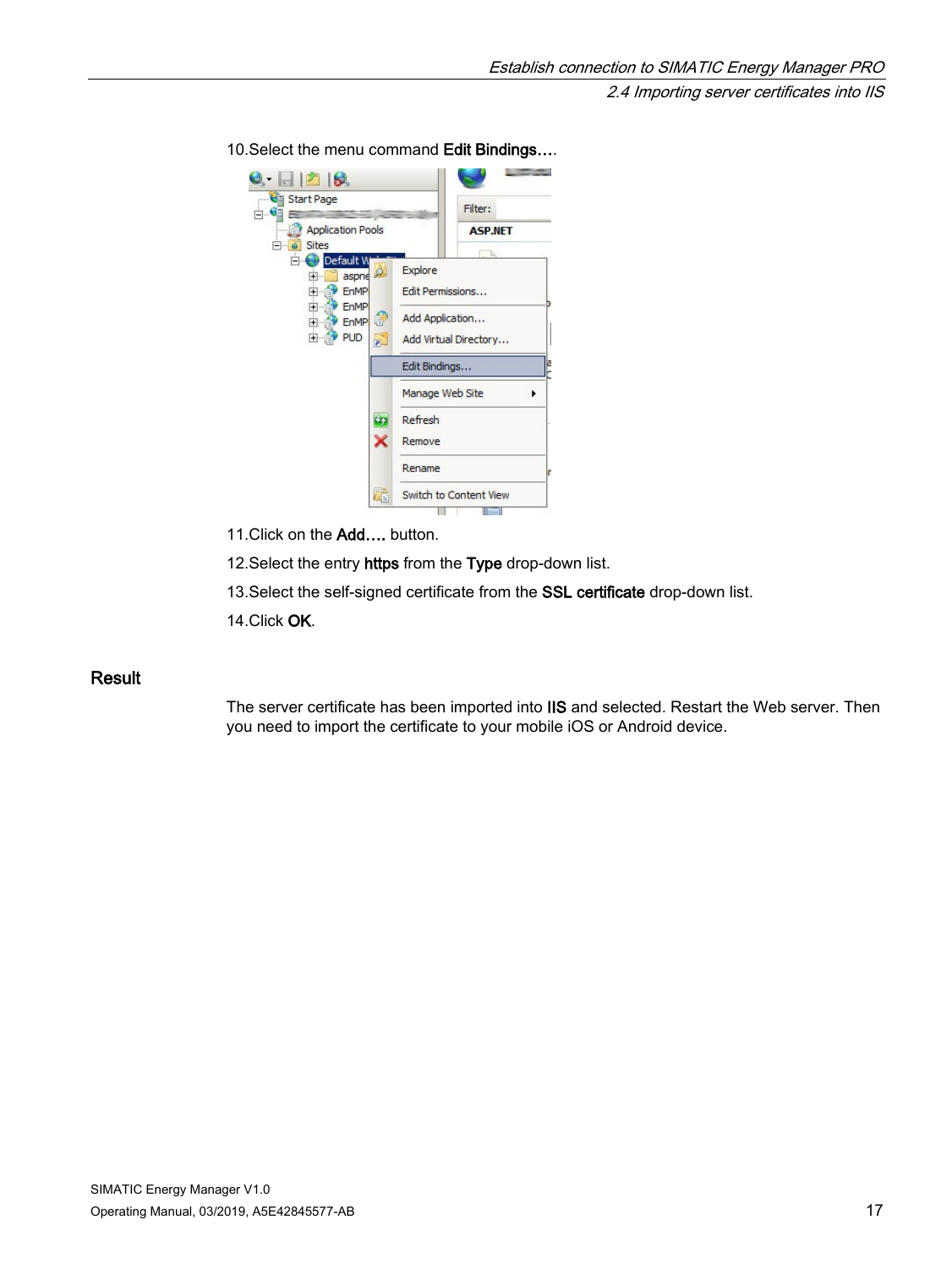10. Select the menu command **Edit Bindings…**.

11. Click on the **Add…** button.

12. Select the entry **https** from the **Type** drop-down list.

13. Select the self-signed certificate from the **SSL certificate** drop-down list.

14. Click **OK**.

## Result

The server certificate has been imported into **IIS** and selected. Restart the Web server. Then you need to import the certificate to your mobile iOS or Android device.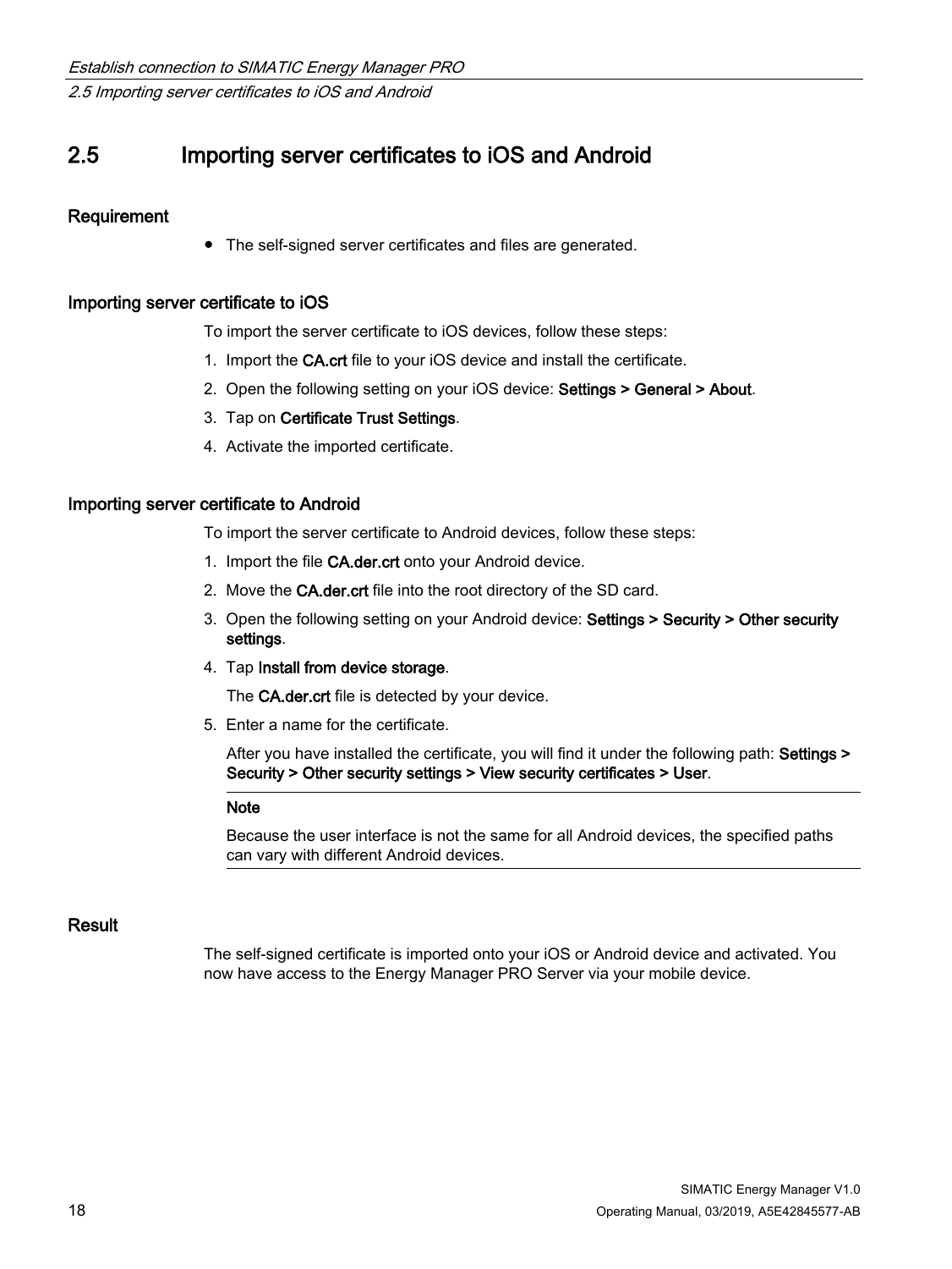## 2.5 Importing server certificates to iOS and Android

### Requirement

- The self-signed server certificates and files are generated.

### Importing server certificate to iOS

To import the server certificate to iOS devices, follow these steps:

1. Import the **CA.crt** file to your iOS device and install the certificate.
2. Open the following setting on your iOS device: **Settings > General > About**.
3. Tap on **Certificate Trust Settings**.
4. Activate the imported certificate.

### Importing server certificate to Android

To import the server certificate to Android devices, follow these steps:

1. Import the file **CA.der.crt** onto your Android device.
2. Move the **CA.der.crt** file into the root directory of the SD card.
3. Open the following setting on your Android device: **Settings > Security > Other security settings**.
4. Tap **Install from device storage**.

   The **CA.der.crt** file is detected by your device.
5. Enter a name for the certificate.

   After you have installed the certificate, you will find it under the following path: **Settings > Security > Other security settings > View security certificates > User**.

   ---

   **Note**

   Because the user interface is not the same for all Android devices, the specified paths can vary with different Android devices.

   ---

### Result

The self-signed certificate is imported onto your iOS or Android device and activated. You now have access to the Energy Manager PRO Server via your mobile device.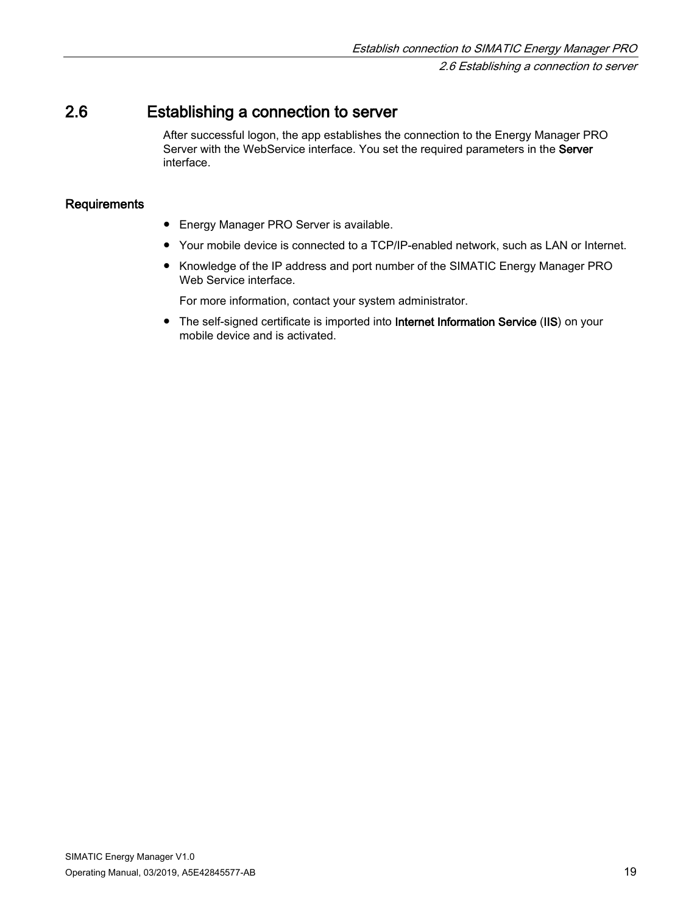## 2.6 Establishing a connection to server

After successful logon, the app establishes the connection to the Energy Manager PRO Server with the WebService interface. You set the required parameters in the **Server** interface.

### Requirements

- Energy Manager PRO Server is available.
- Your mobile device is connected to a TCP/IP-enabled network, such as LAN or Internet.
- Knowledge of the IP address and port number of the SIMATIC Energy Manager PRO Web Service interface.

  For more information, contact your system administrator.
- The self-signed certificate is imported into **Internet Information Service** (**IIS**) on your mobile device and is activated.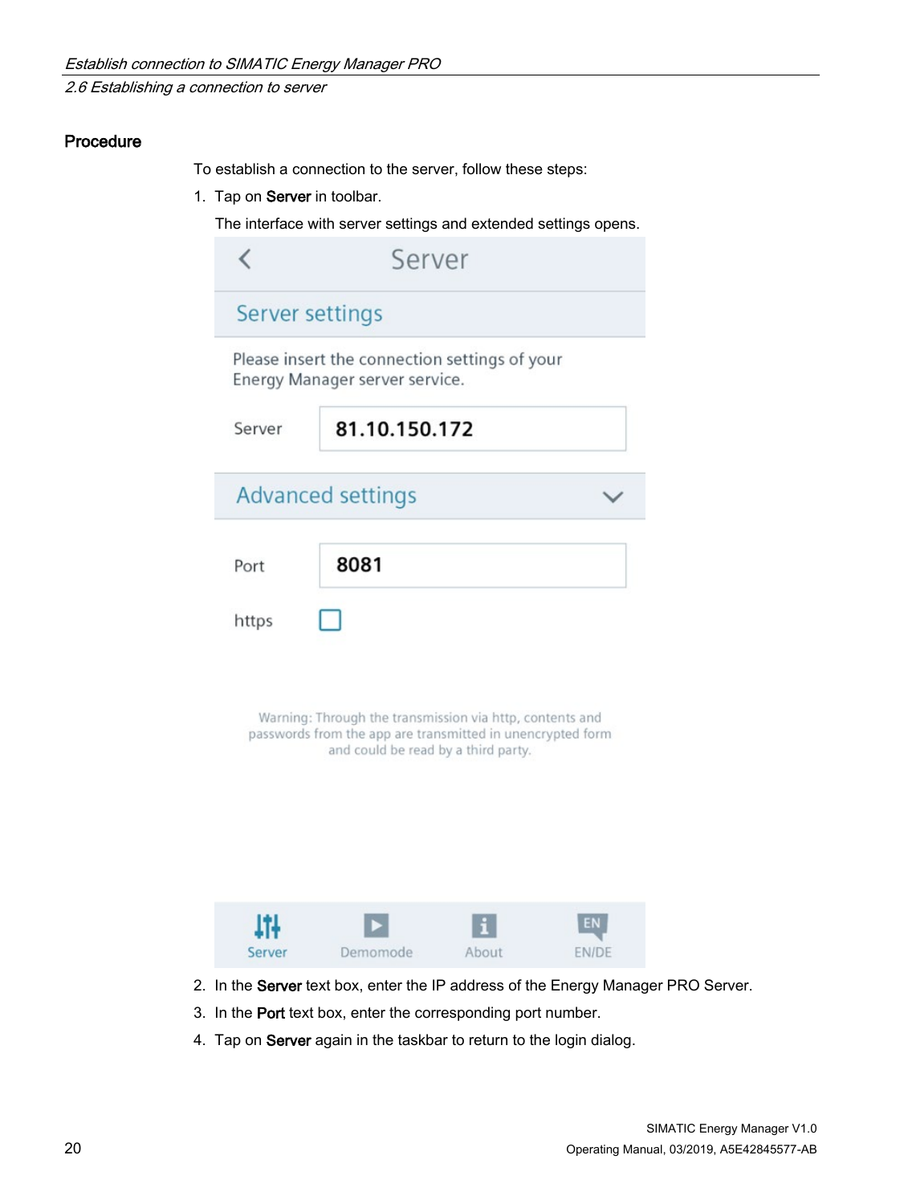### Procedure

To establish a connection to the server, follow these steps:

1. Tap on **Server** in toolbar.

   The interface with server settings and extended settings opens.

   Server

   Server settings

   Please insert the connection settings of your Energy Manager server service.

   Server 81.10.150.172

   Advanced settings

   Port 8081

   https

   Warning: Through the transmission via http, contents and passwords from the app are transmitted in unencrypted form and could be read by a third party.

   Server Demomode About EN/DE

2. In the **Server** text box, enter the IP address of the Energy Manager PRO Server.
3. In the **Port** text box, enter the corresponding port number.
4. Tap on **Server** again in the taskbar to return to the login dialog.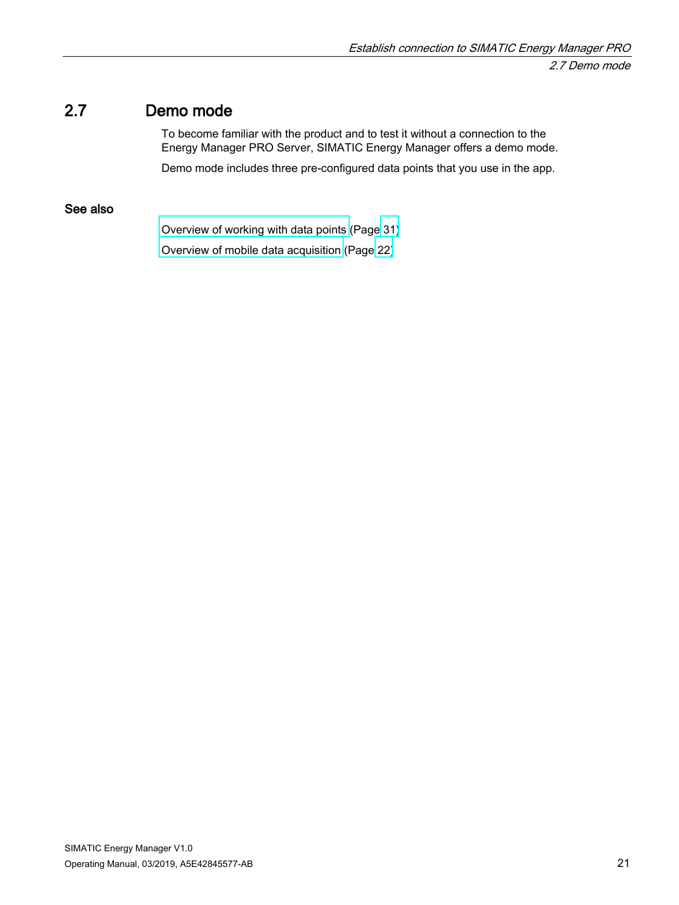## 2.7 Demo mode

To become familiar with the product and to test it without a connection to the Energy Manager PRO Server, SIMATIC Energy Manager offers a demo mode.

Demo mode includes three pre-configured data points that you use in the app.

### See also

Overview of working with data points (Page 31)

Overview of mobile data acquisition (Page 22)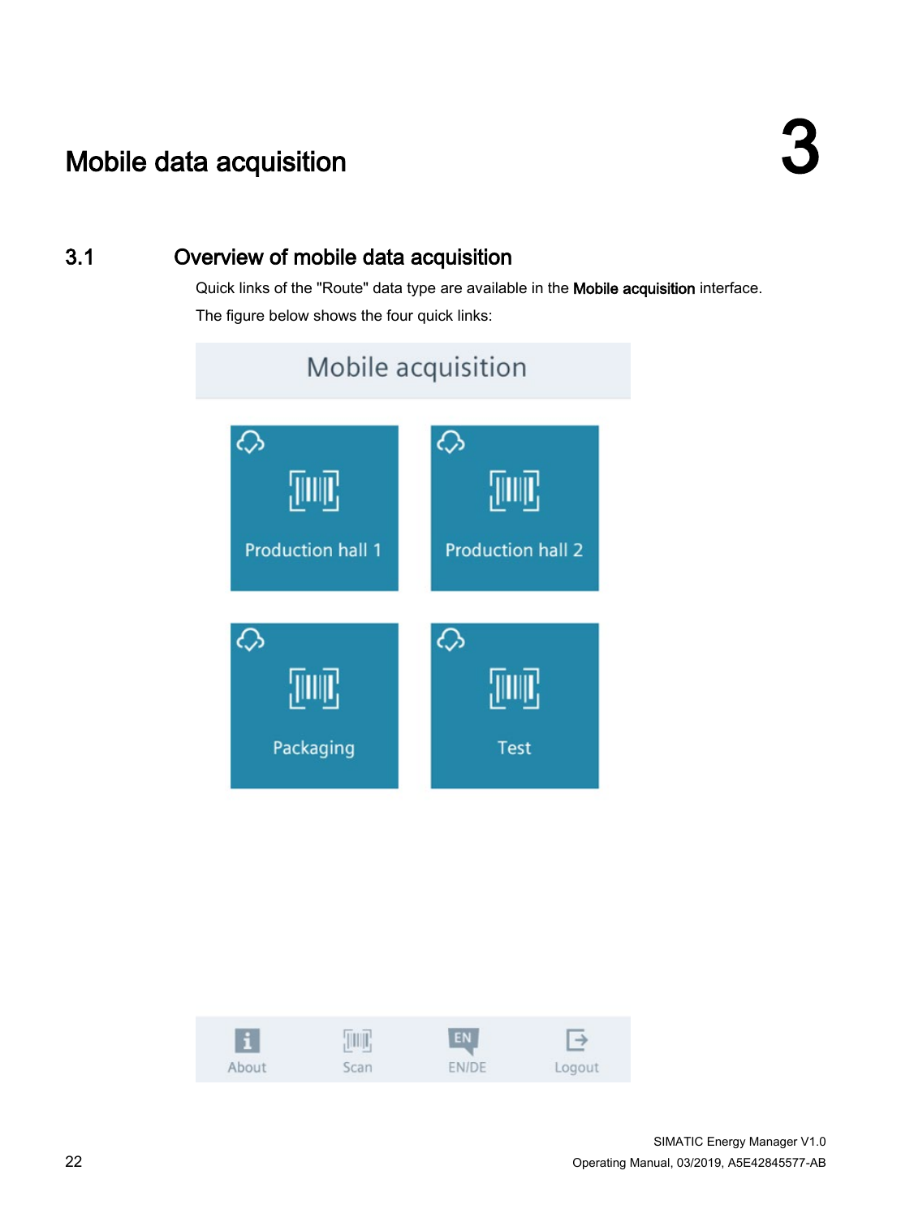# 3 Mobile data acquisition

## 3.1 Overview of mobile data acquisition

Quick links of the "Route" data type are available in the **Mobile acquisition** interface.

The figure below shows the four quick links:

Mobile acquisition

Production hall 1

Production hall 2

Packaging

Test

About | Scan | EN/DE | Logout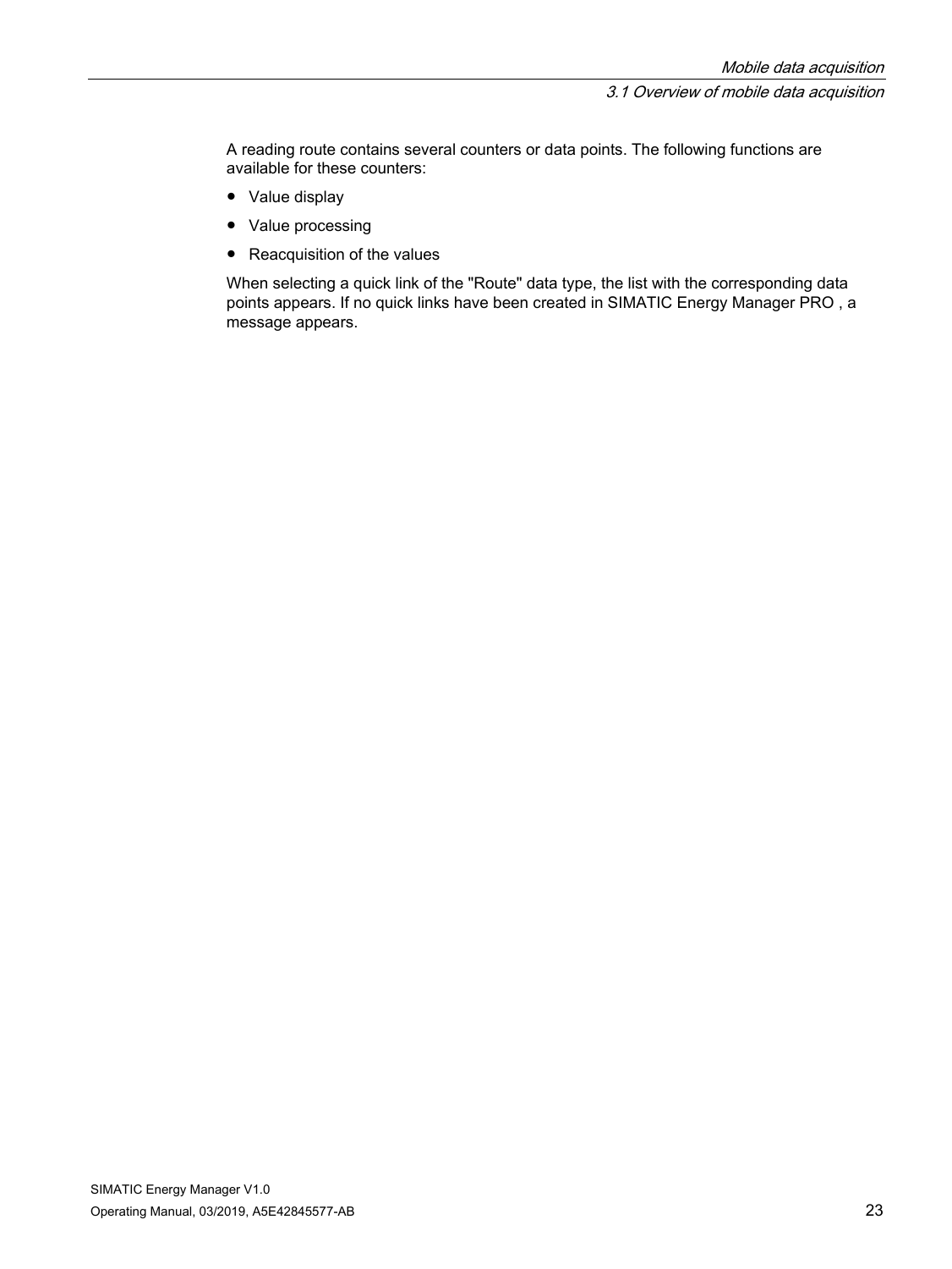A reading route contains several counters or data points. The following functions are available for these counters:

- Value display
- Value processing
- Reacquisition of the values

When selecting a quick link of the "Route" data type, the list with the corresponding data points appears. If no quick links have been created in SIMATIC Energy Manager PRO , a message appears.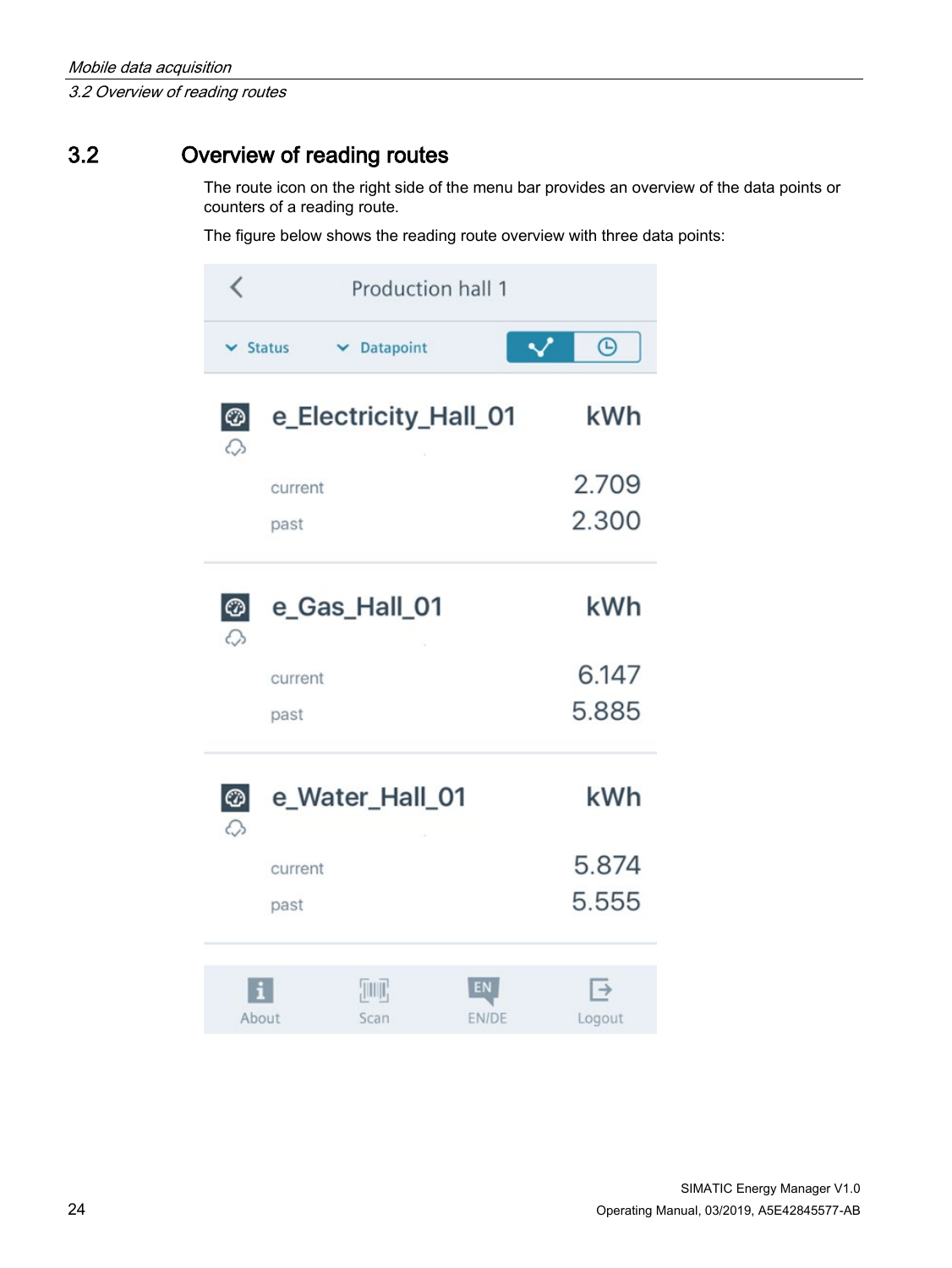## 3.2 Overview of reading routes

The route icon on the right side of the menu bar provides an overview of the data points or counters of a reading route.

The figure below shows the reading route overview with three data points:

Production hall 1

Status | Datapoint

e_Electricity_Hall_01 kWh
current 2.709
past 2.300

e_Gas_Hall_01 kWh
current 6.147
past 5.885

e_Water_Hall_01 kWh
current 5.874
past 5.555

About | Scan | EN/DE | Logout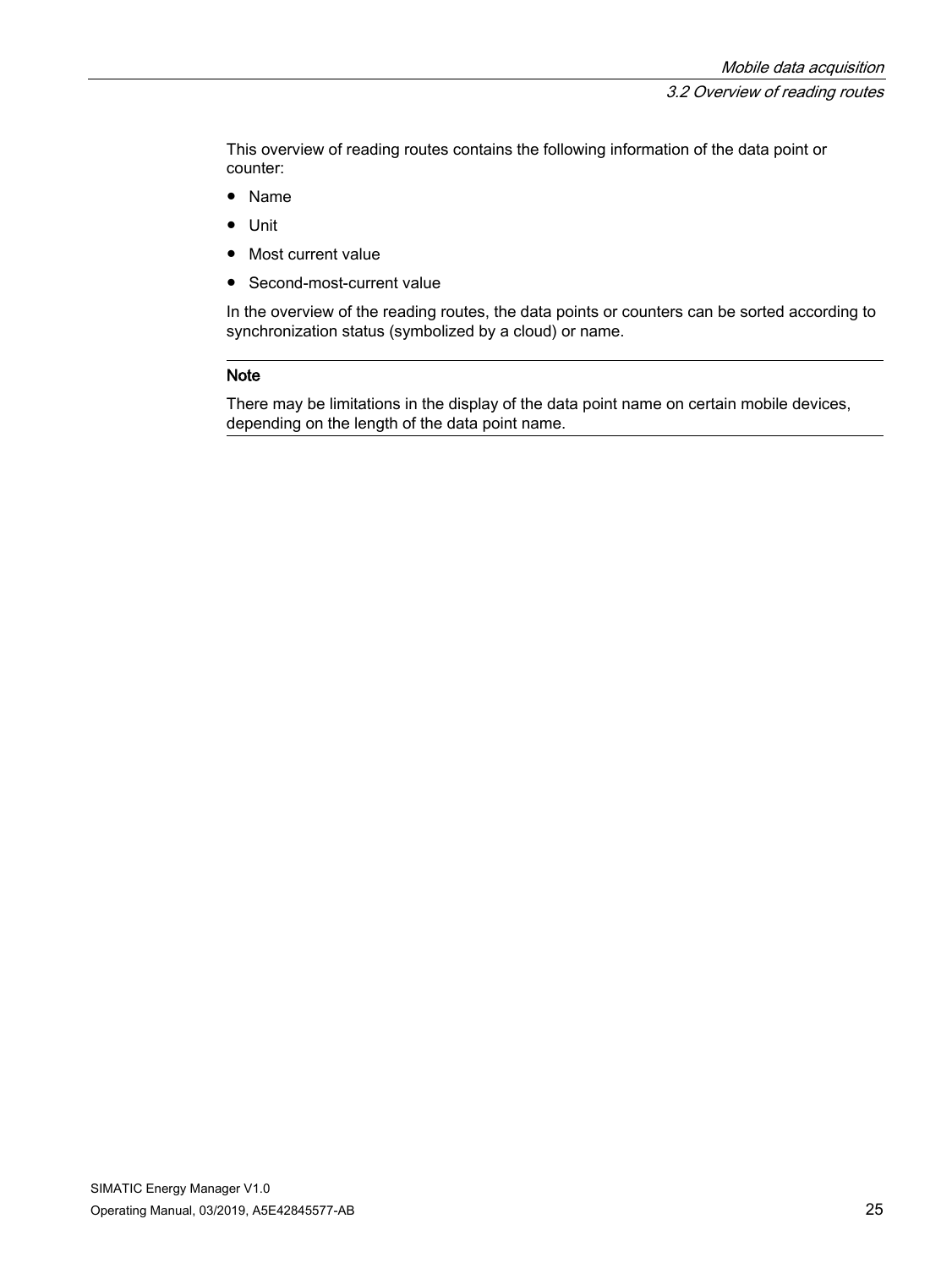This overview of reading routes contains the following information of the data point or counter:

- Name
- Unit
- Most current value
- Second-most-current value

In the overview of the reading routes, the data points or counters can be sorted according to synchronization status (symbolized by a cloud) or name.

---

**Note**

There may be limitations in the display of the data point name on certain mobile devices, depending on the length of the data point name.

---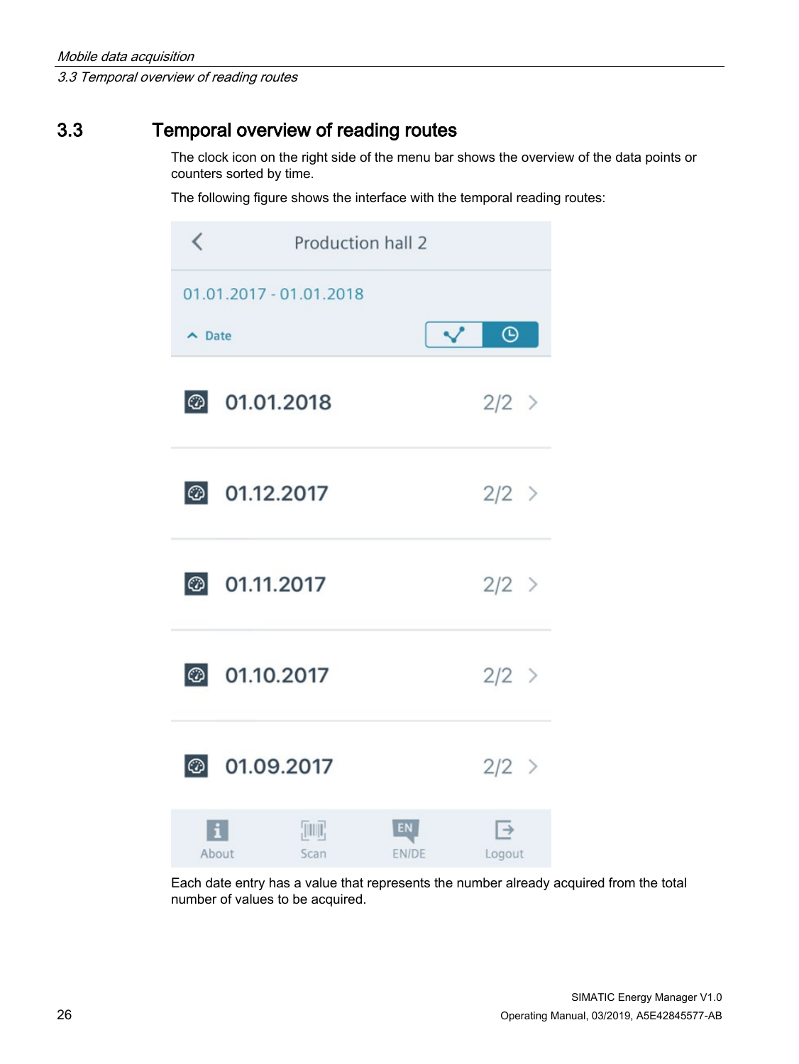## 3.3 Temporal overview of reading routes

The clock icon on the right side of the menu bar shows the overview of the data points or counters sorted by time.

The following figure shows the interface with the temporal reading routes:

Production hall 2

01.01.2017 - 01.01.2018

Date

| | |
|---|---|
| 01.01.2018 | 2/2 |
| 01.12.2017 | 2/2 |
| 01.11.2017 | 2/2 |
| 01.10.2017 | 2/2 |
| 01.09.2017 | 2/2 |

About Scan EN/DE Logout

Each date entry has a value that represents the number already acquired from the total number of values to be acquired.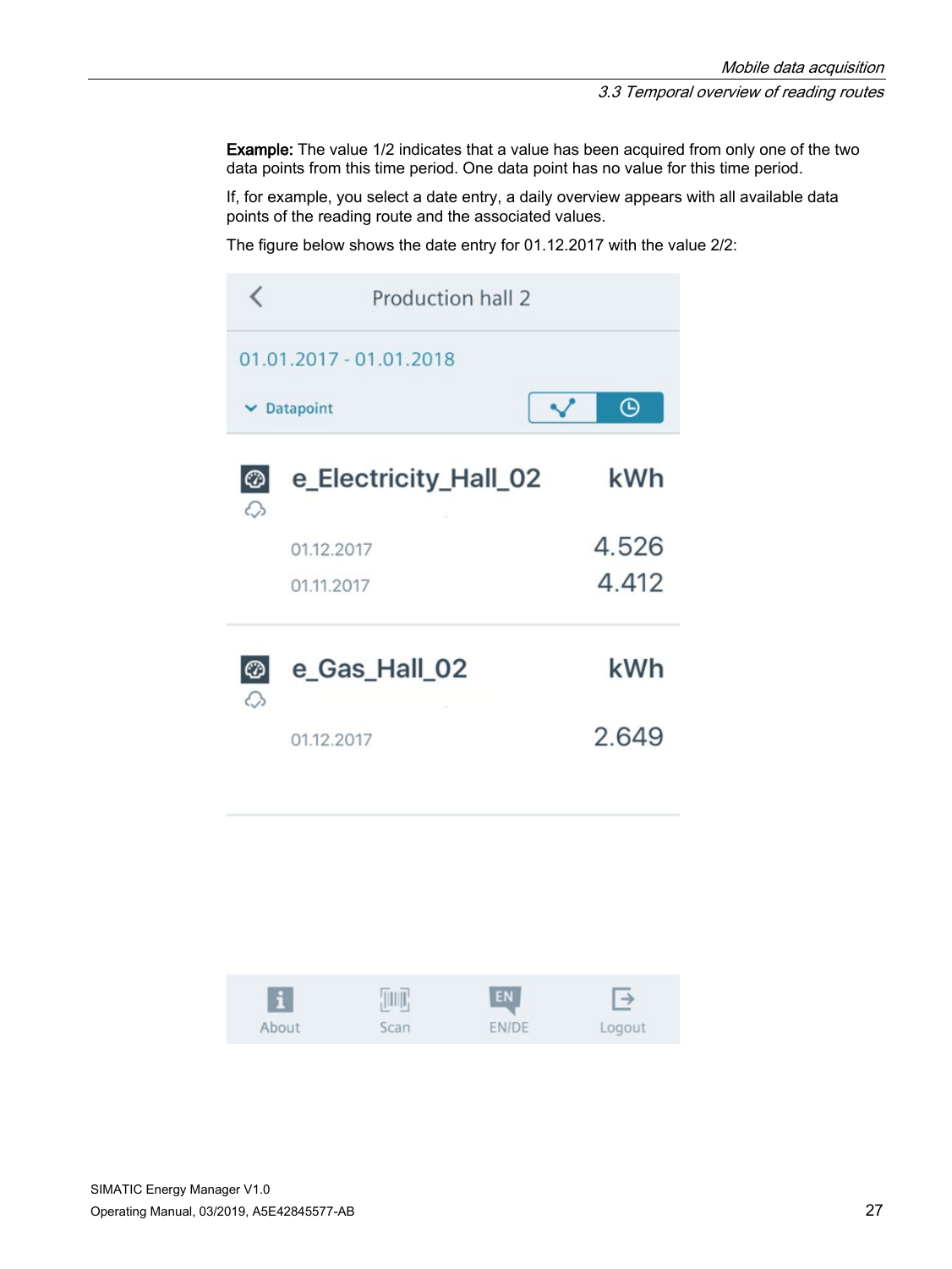**Example:** The value 1/2 indicates that a value has been acquired from only one of the two data points from this time period. One data point has no value for this time period.

If, for example, you select a date entry, a daily overview appears with all available data points of the reading route and the associated values.

The figure below shows the date entry for 01.12.2017 with the value 2/2:

Production hall 2

01.01.2017 - 01.01.2018

Datapoint

| e_Electricity_Hall_02 | kWh |
|---|---|
| 01.12.2017 | 4.526 |
| 01.11.2017 | 4.412 |

| e_Gas_Hall_02 | kWh |
|---|---|
| 01.12.2017 | 2.649 |

About Scan EN/DE Logout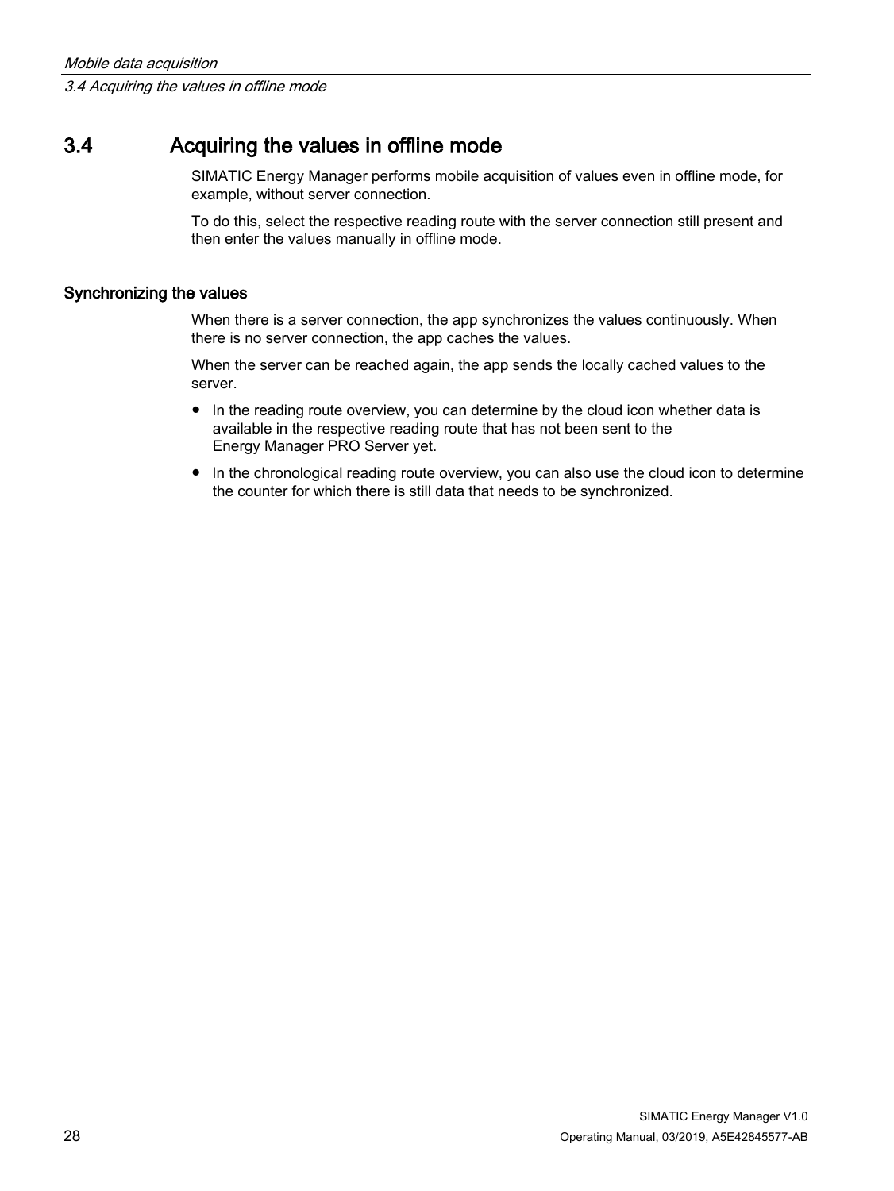## 3.4 Acquiring the values in offline mode

SIMATIC Energy Manager performs mobile acquisition of values even in offline mode, for example, without server connection.

To do this, select the respective reading route with the server connection still present and then enter the values manually in offline mode.

### Synchronizing the values

When there is a server connection, the app synchronizes the values continuously. When there is no server connection, the app caches the values.

When the server can be reached again, the app sends the locally cached values to the server.

- In the reading route overview, you can determine by the cloud icon whether data is available in the respective reading route that has not been sent to the Energy Manager PRO Server yet.
- In the chronological reading route overview, you can also use the cloud icon to determine the counter for which there is still data that needs to be synchronized.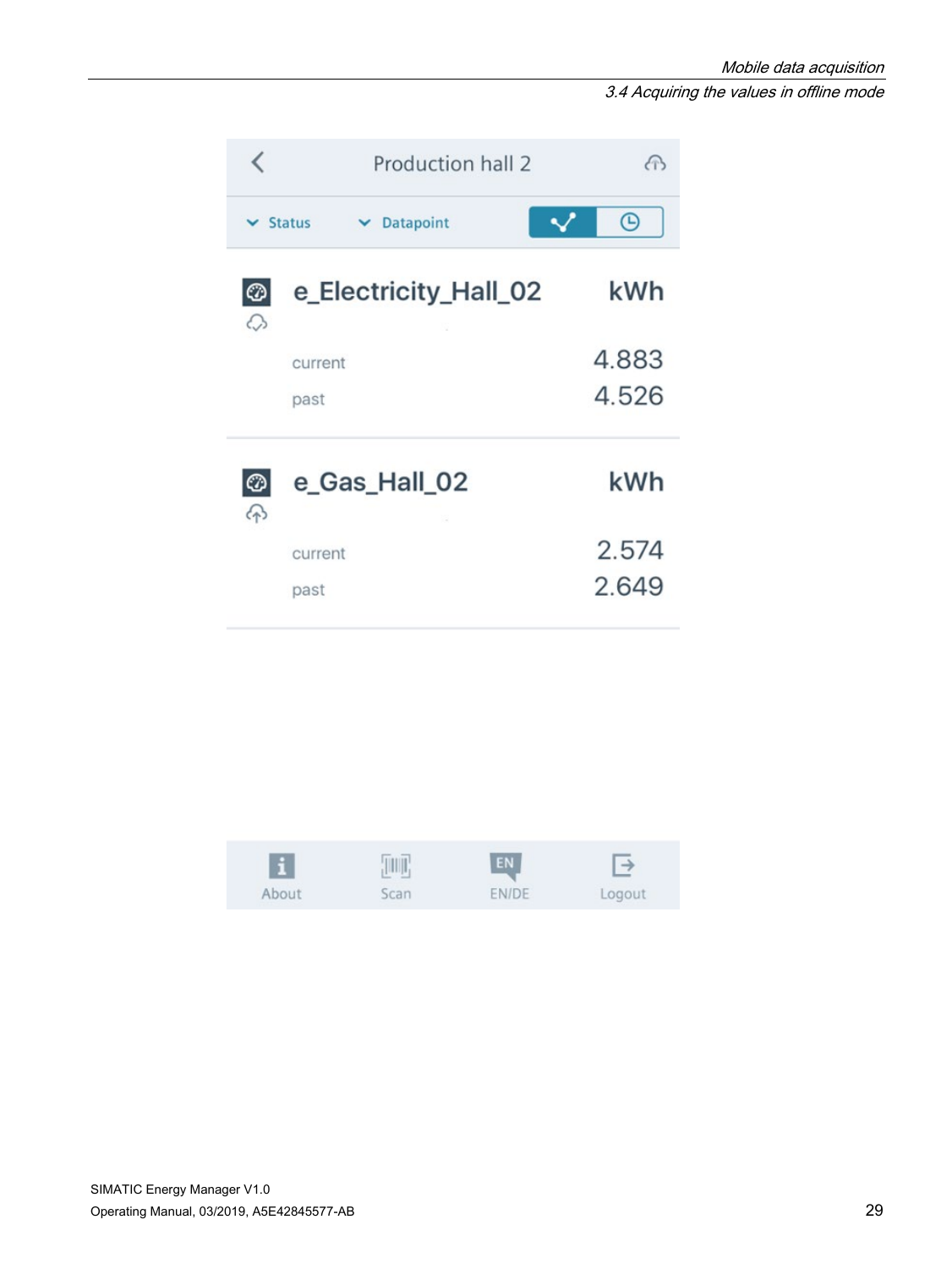Production hall 2

Status | Datapoint

**e_Electricity_Hall_02** **kWh**

| | |
|---|---|
| current | 4.883 |
| past | 4.526 |

**e_Gas_Hall_02** **kWh**

| | |
|---|---|
| current | 2.574 |
| past | 2.649 |

About | Scan | EN/DE | Logout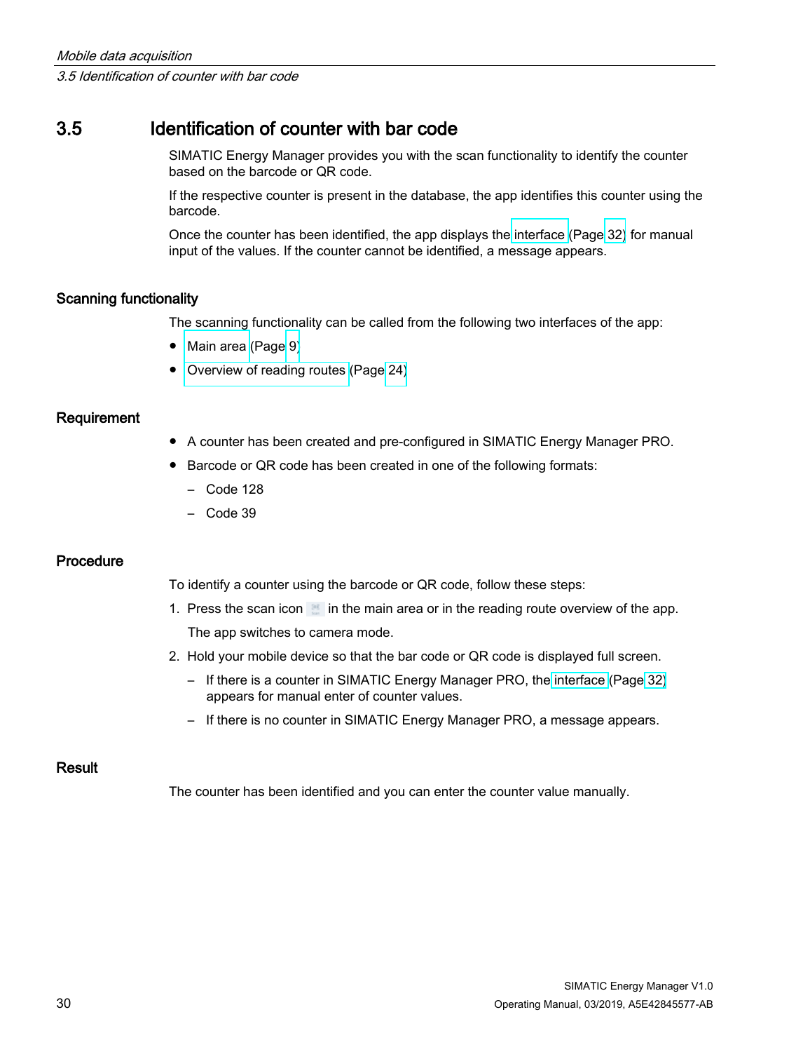## 3.5 Identification of counter with bar code

SIMATIC Energy Manager provides you with the scan functionality to identify the counter based on the barcode or QR code.

If the respective counter is present in the database, the app identifies this counter using the barcode.

Once the counter has been identified, the app displays the interface (Page 32) for manual input of the values. If the counter cannot be identified, a message appears.

### Scanning functionality

The scanning functionality can be called from the following two interfaces of the app:

- Main area (Page 9)
- Overview of reading routes (Page 24)

### Requirement

- A counter has been created and pre-configured in SIMATIC Energy Manager PRO.
- Barcode or QR code has been created in one of the following formats:
  - Code 128
  - Code 39

### Procedure

To identify a counter using the barcode or QR code, follow these steps:

1. Press the scan icon in the main area or in the reading route overview of the app.

   The app switches to camera mode.

2. Hold your mobile device so that the bar code or QR code is displayed full screen.
   - If there is a counter in SIMATIC Energy Manager PRO, the interface (Page 32) appears for manual enter of counter values.
   - If there is no counter in SIMATIC Energy Manager PRO, a message appears.

### Result

The counter has been identified and you can enter the counter value manually.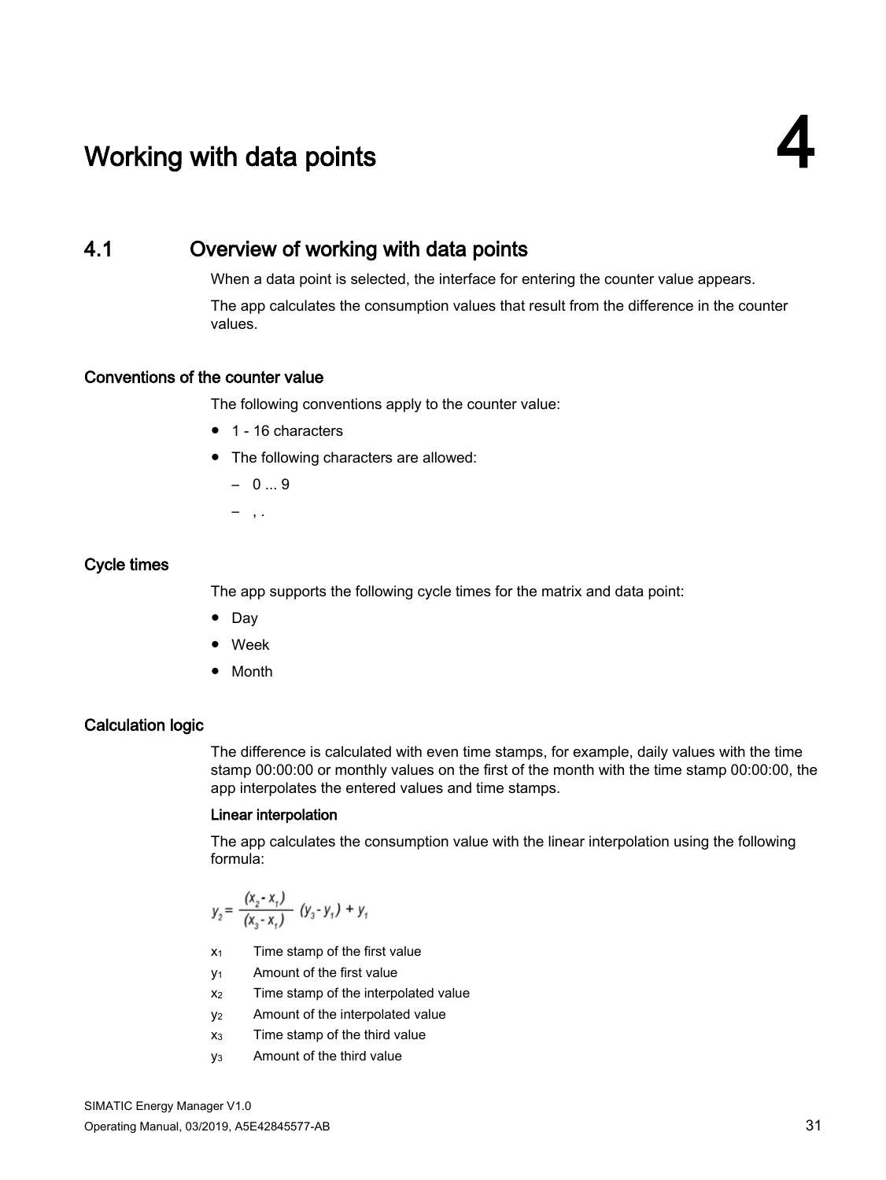# 4 Working with data points

## 4.1 Overview of working with data points

When a data point is selected, the interface for entering the counter value appears.

The app calculates the consumption values that result from the difference in the counter values.

### Conventions of the counter value

The following conventions apply to the counter value:

- 1 - 16 characters
- The following characters are allowed:
  - 0 ... 9
  - , .

### Cycle times

The app supports the following cycle times for the matrix and data point:

- Day
- Week
- Month

### Calculation logic

The difference is calculated with even time stamps, for example, daily values with the time stamp 00:00:00 or monthly values on the first of the month with the time stamp 00:00:00, the app interpolates the entered values and time stamps.

#### Linear interpolation

The app calculates the consumption value with the linear interpolation using the following formula:

$$y_2 = \frac{(x_2 - x_1)}{(x_3 - x_1)} (y_3 - y_1) + y_1$$

$x_1$ Time stamp of the first value

$y_1$ Amount of the first value

$x_2$ Time stamp of the interpolated value

$y_2$ Amount of the interpolated value

$x_3$ Time stamp of the third value

$y_3$ Amount of the third value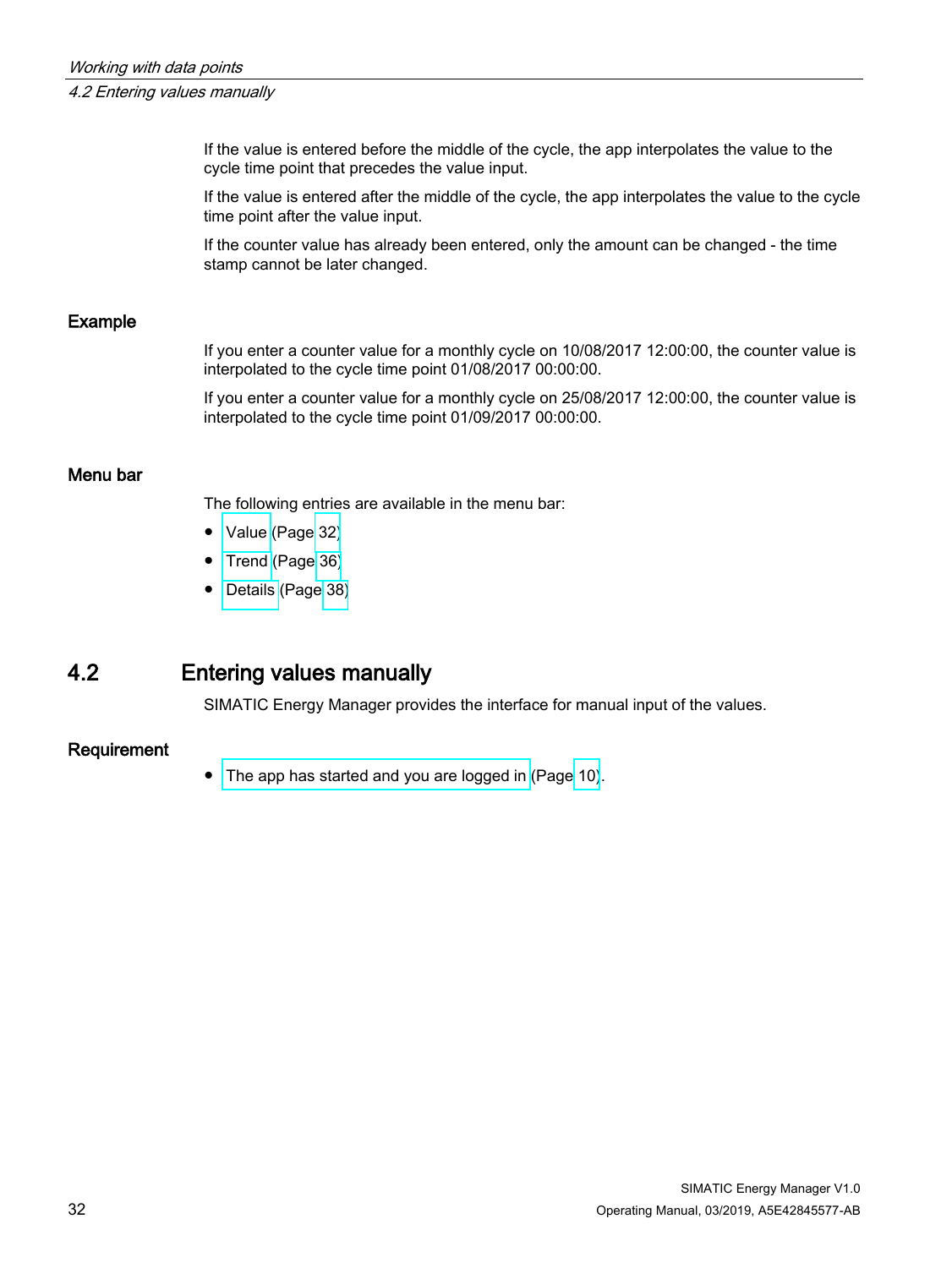If the value is entered before the middle of the cycle, the app interpolates the value to the cycle time point that precedes the value input.

If the value is entered after the middle of the cycle, the app interpolates the value to the cycle time point after the value input.

If the counter value has already been entered, only the amount can be changed - the time stamp cannot be later changed.

### Example

If you enter a counter value for a monthly cycle on 10/08/2017 12:00:00, the counter value is interpolated to the cycle time point 01/08/2017 00:00:00.

If you enter a counter value for a monthly cycle on 25/08/2017 12:00:00, the counter value is interpolated to the cycle time point 01/09/2017 00:00:00.

### Menu bar

The following entries are available in the menu bar:

- Value (Page 32)
- Trend (Page 36)
- Details (Page 38)

## 4.2 Entering values manually

SIMATIC Energy Manager provides the interface for manual input of the values.

### Requirement

- The app has started and you are logged in (Page 10).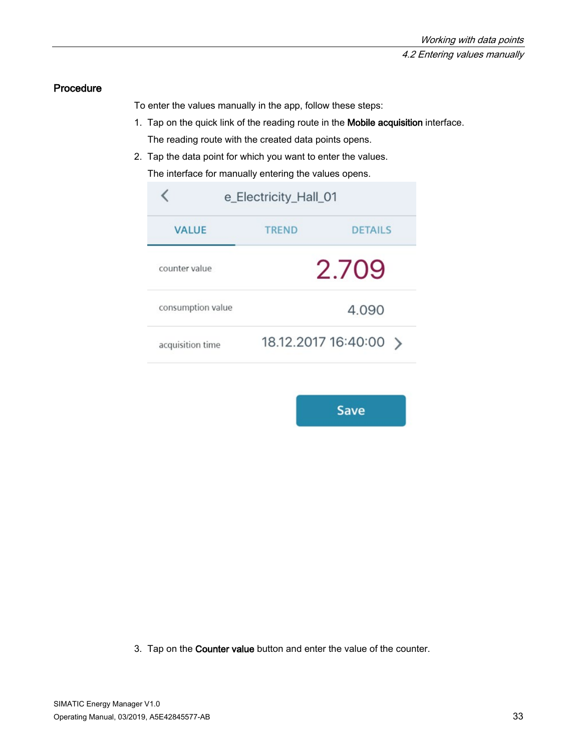### Procedure

To enter the values manually in the app, follow these steps:

1. Tap on the quick link of the reading route in the **Mobile acquisition** interface.

   The reading route with the created data points opens.

2. Tap the data point for which you want to enter the values.

   The interface for manually entering the values opens.

3. Tap on the **Counter value** button and enter the value of the counter.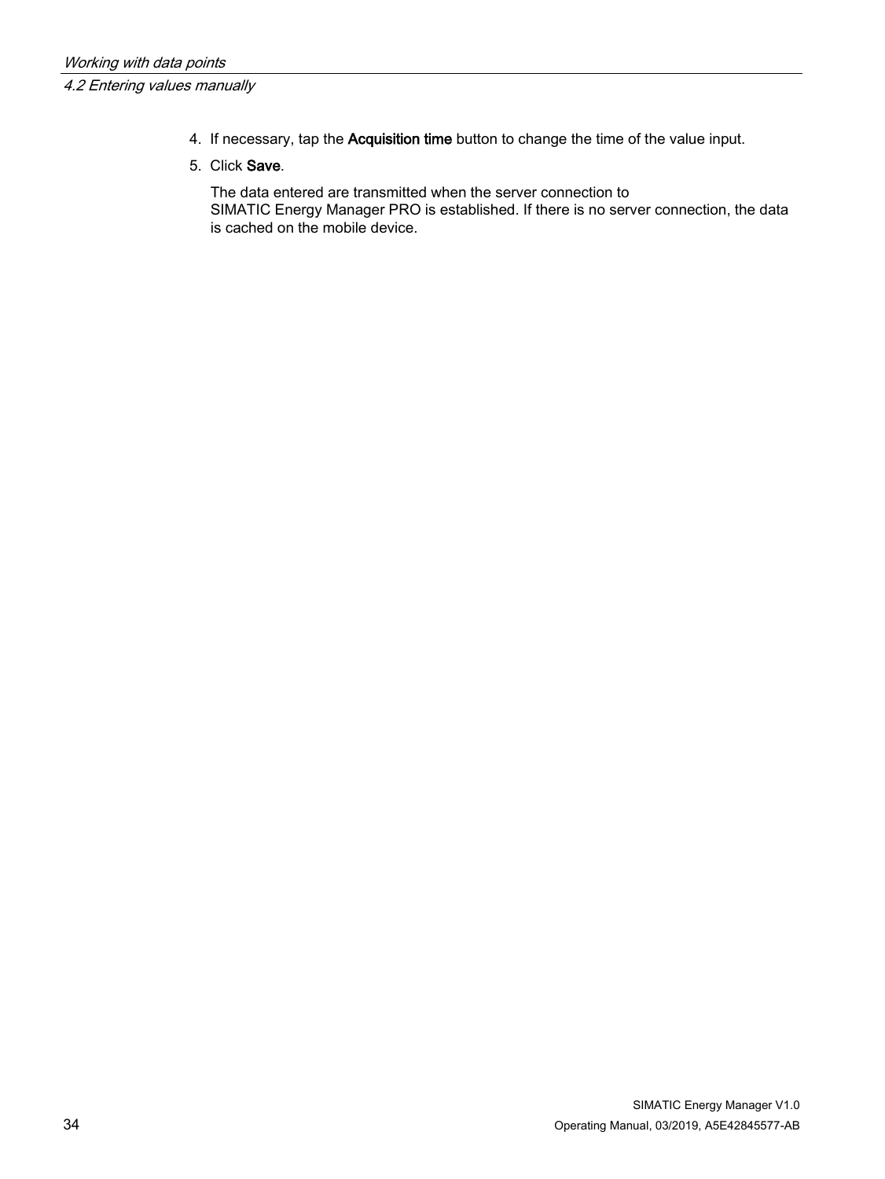4. If necessary, tap the **Acquisition time** button to change the time of the value input.
5. Click **Save**.

   The data entered are transmitted when the server connection to SIMATIC Energy Manager PRO is established. If there is no server connection, the data is cached on the mobile device.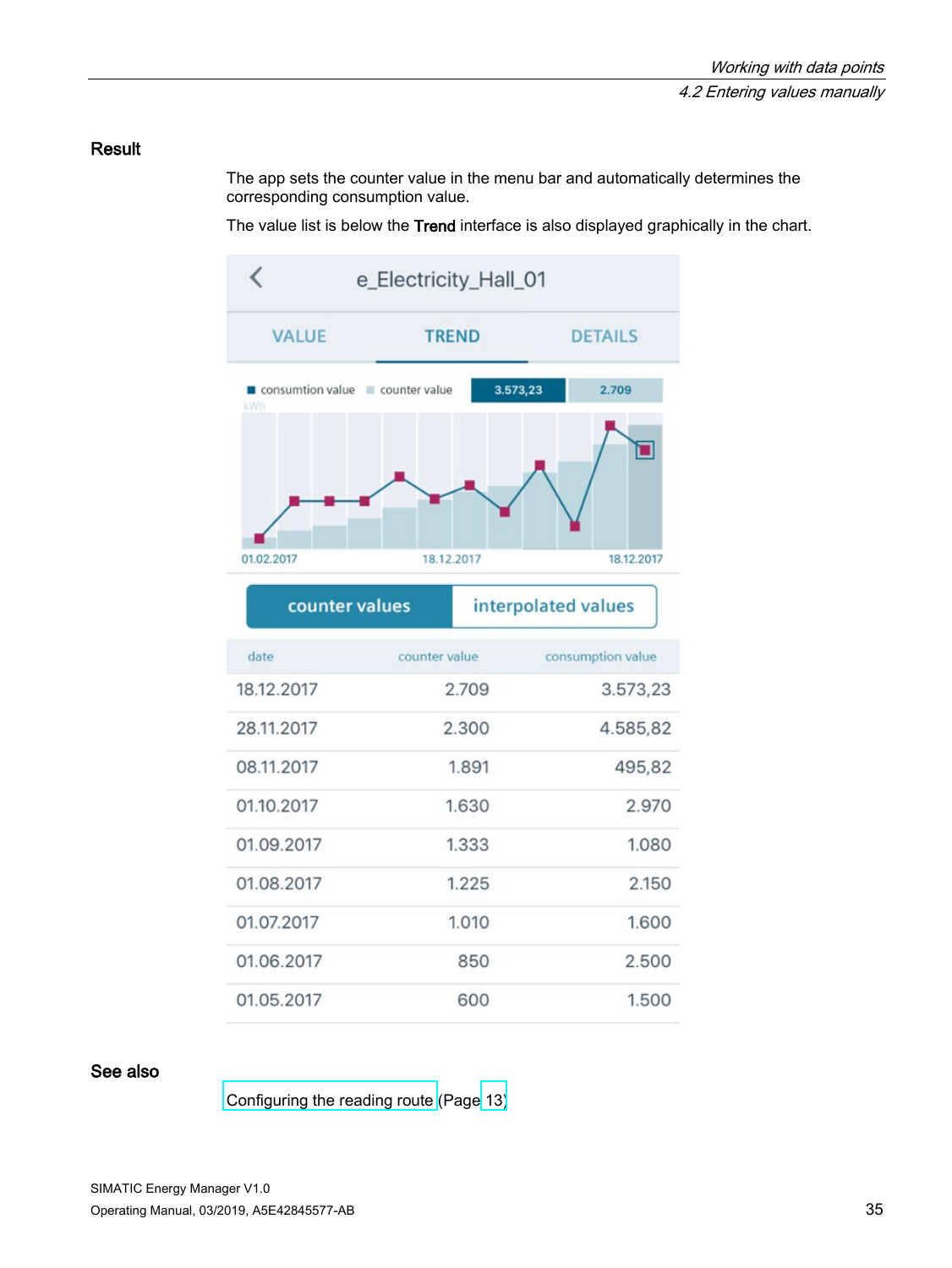## Result

The app sets the counter value in the menu bar and automatically determines the corresponding consumption value.

The value list is below the **Trend** interface is also displayed graphically in the chart.

e_Electricity_Hall_01

VALUE | TREND | DETAILS

consumtion value | counter value | 3.573,23 | 2.709

kWh

01.02.2017 | 18.12.2017 | 18.12.2017

counter values | interpolated values

| date | counter value | consumption value |
|---|---|---|
| 18.12.2017 | 2.709 | 3.573,23 |
| 28.11.2017 | 2.300 | 4.585,82 |
| 08.11.2017 | 1.891 | 495,82 |
| 01.10.2017 | 1.630 | 2.970 |
| 01.09.2017 | 1.333 | 1.080 |
| 01.08.2017 | 1.225 | 2.150 |
| 01.07.2017 | 1.010 | 1.600 |
| 01.06.2017 | 850 | 2.500 |
| 01.05.2017 | 600 | 1.500 |

## See also

Configuring the reading route (Page 13)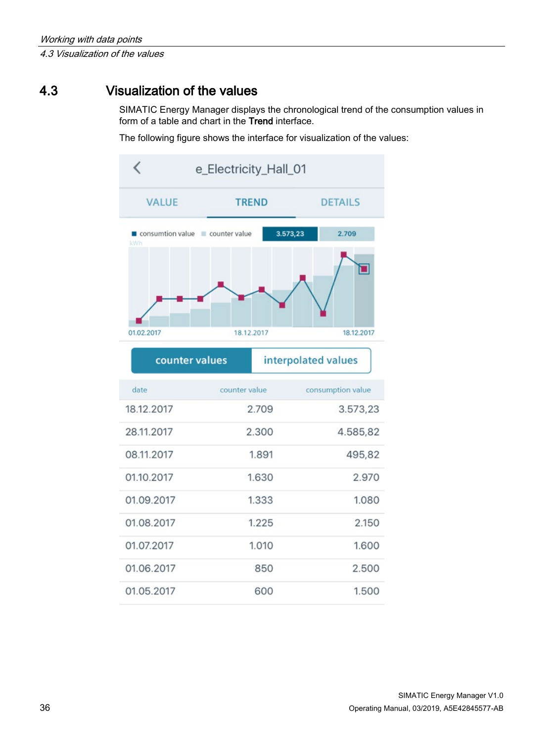## 4.3 Visualization of the values

SIMATIC Energy Manager displays the chronological trend of the consumption values in form of a table and chart in the **Trend** interface.

The following figure shows the interface for visualization of the values:

e_Electricity_Hall_01

VALUE TREND DETAILS

consumtion value counter value 3.573,23 2.709

kWh

01.02.2017 18.12.2017 18.12.2017

counter values interpolated values

| date | counter value | consumption value |
|---|---|---|
| 18.12.2017 | 2.709 | 3.573,23 |
| 28.11.2017 | 2.300 | 4.585,82 |
| 08.11.2017 | 1.891 | 495,82 |
| 01.10.2017 | 1.630 | 2.970 |
| 01.09.2017 | 1.333 | 1.080 |
| 01.08.2017 | 1.225 | 2.150 |
| 01.07.2017 | 1.010 | 1.600 |
| 01.06.2017 | 850 | 2.500 |
| 01.05.2017 | 600 | 1.500 |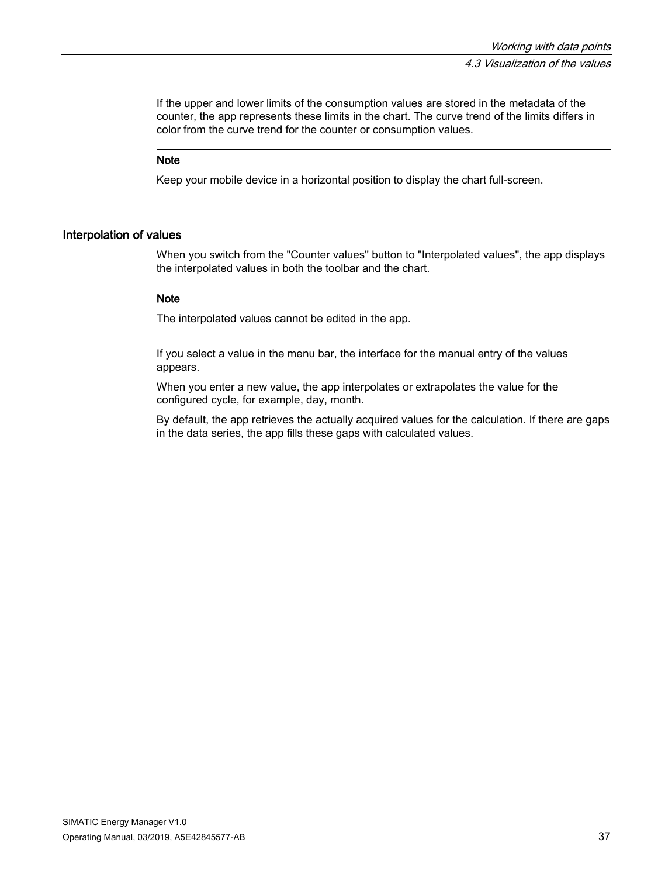If the upper and lower limits of the consumption values are stored in the metadata of the counter, the app represents these limits in the chart. The curve trend of the limits differs in color from the curve trend for the counter or consumption values.

---

**Note**

Keep your mobile device in a horizontal position to display the chart full-screen.

---

## Interpolation of values

When you switch from the "Counter values" button to "Interpolated values", the app displays the interpolated values in both the toolbar and the chart.

---

**Note**

The interpolated values cannot be edited in the app.

---

If you select a value in the menu bar, the interface for the manual entry of the values appears.

When you enter a new value, the app interpolates or extrapolates the value for the configured cycle, for example, day, month.

By default, the app retrieves the actually acquired values for the calculation. If there are gaps in the data series, the app fills these gaps with calculated values.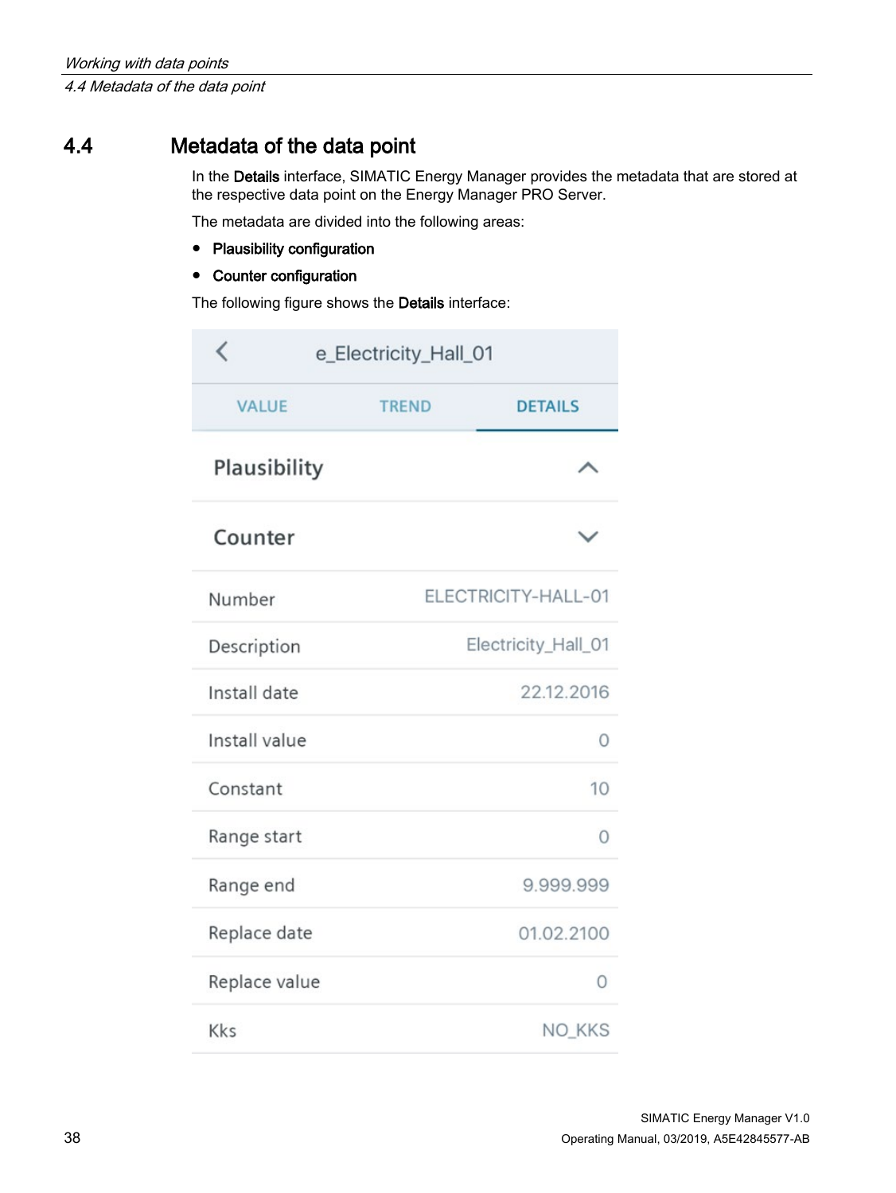## 4.4 Metadata of the data point

In the **Details** interface, SIMATIC Energy Manager provides the metadata that are stored at the respective data point on the Energy Manager PRO Server.

The metadata are divided into the following areas:

- **Plausibility configuration**
- **Counter configuration**

The following figure shows the **Details** interface:

e_Electricity_Hall_01

VALUE | TREND | DETAILS

Plausibility

Counter

| | |
|---|---|
| Number | ELECTRICITY-HALL-01 |
| Description | Electricity_Hall_01 |
| Install date | 22.12.2016 |
| Install value | 0 |
| Constant | 10 |
| Range start | 0 |
| Range end | 9.999.999 |
| Replace date | 01.02.2100 |
| Replace value | 0 |
| Kks | NO_KKS |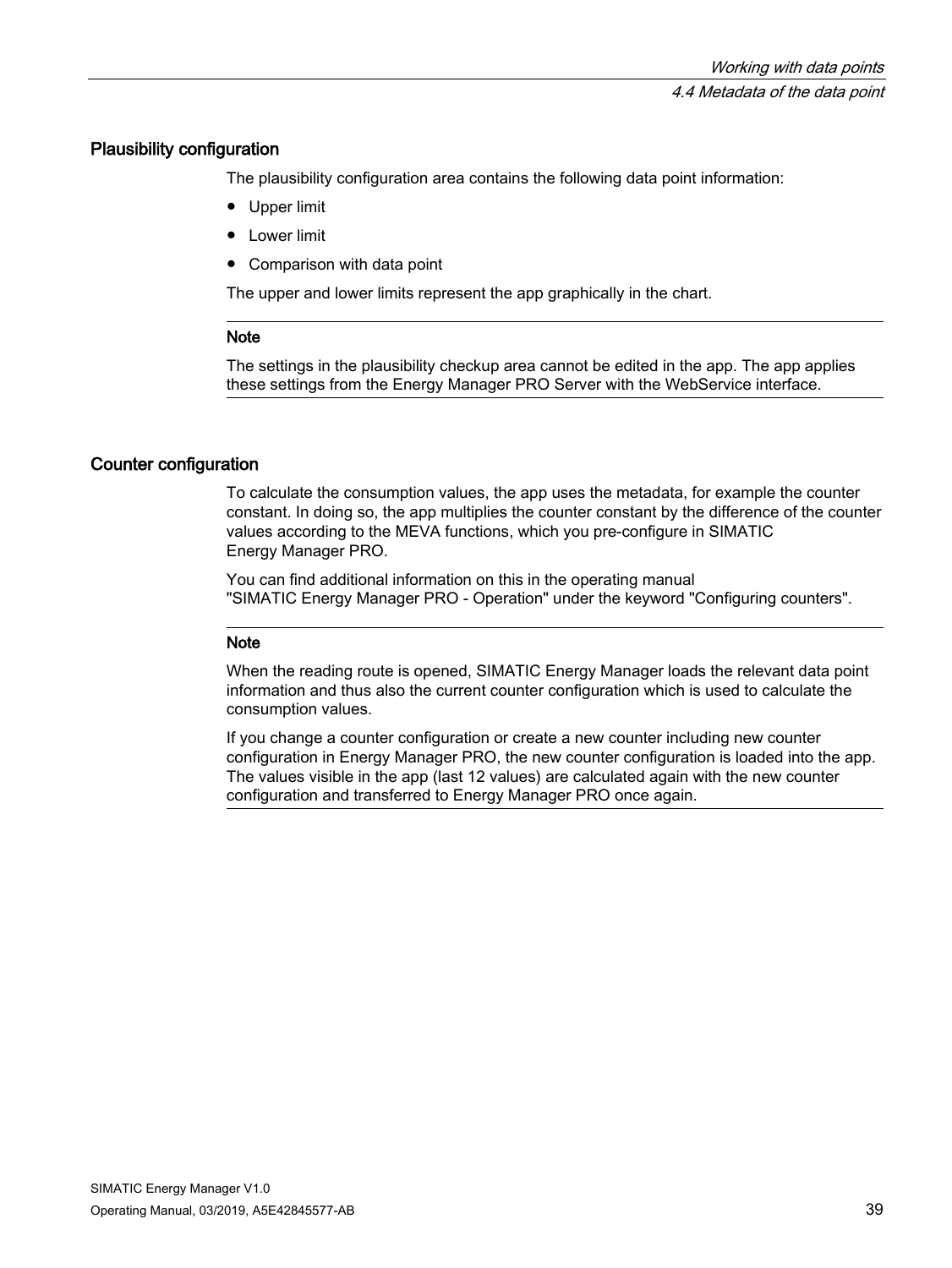### Plausibility configuration

The plausibility configuration area contains the following data point information:

- Upper limit
- Lower limit
- Comparison with data point

The upper and lower limits represent the app graphically in the chart.

---

**Note**

The settings in the plausibility checkup area cannot be edited in the app. The app applies these settings from the Energy Manager PRO Server with the WebService interface.

---

### Counter configuration

To calculate the consumption values, the app uses the metadata, for example the counter constant. In doing so, the app multiplies the counter constant by the difference of the counter values according to the MEVA functions, which you pre-configure in SIMATIC Energy Manager PRO.

You can find additional information on this in the operating manual "SIMATIC Energy Manager PRO - Operation" under the keyword "Configuring counters".

---

**Note**

When the reading route is opened, SIMATIC Energy Manager loads the relevant data point information and thus also the current counter configuration which is used to calculate the consumption values.

If you change a counter configuration or create a new counter including new counter configuration in Energy Manager PRO, the new counter configuration is loaded into the app. The values visible in the app (last 12 values) are calculated again with the new counter configuration and transferred to Energy Manager PRO once again.

---